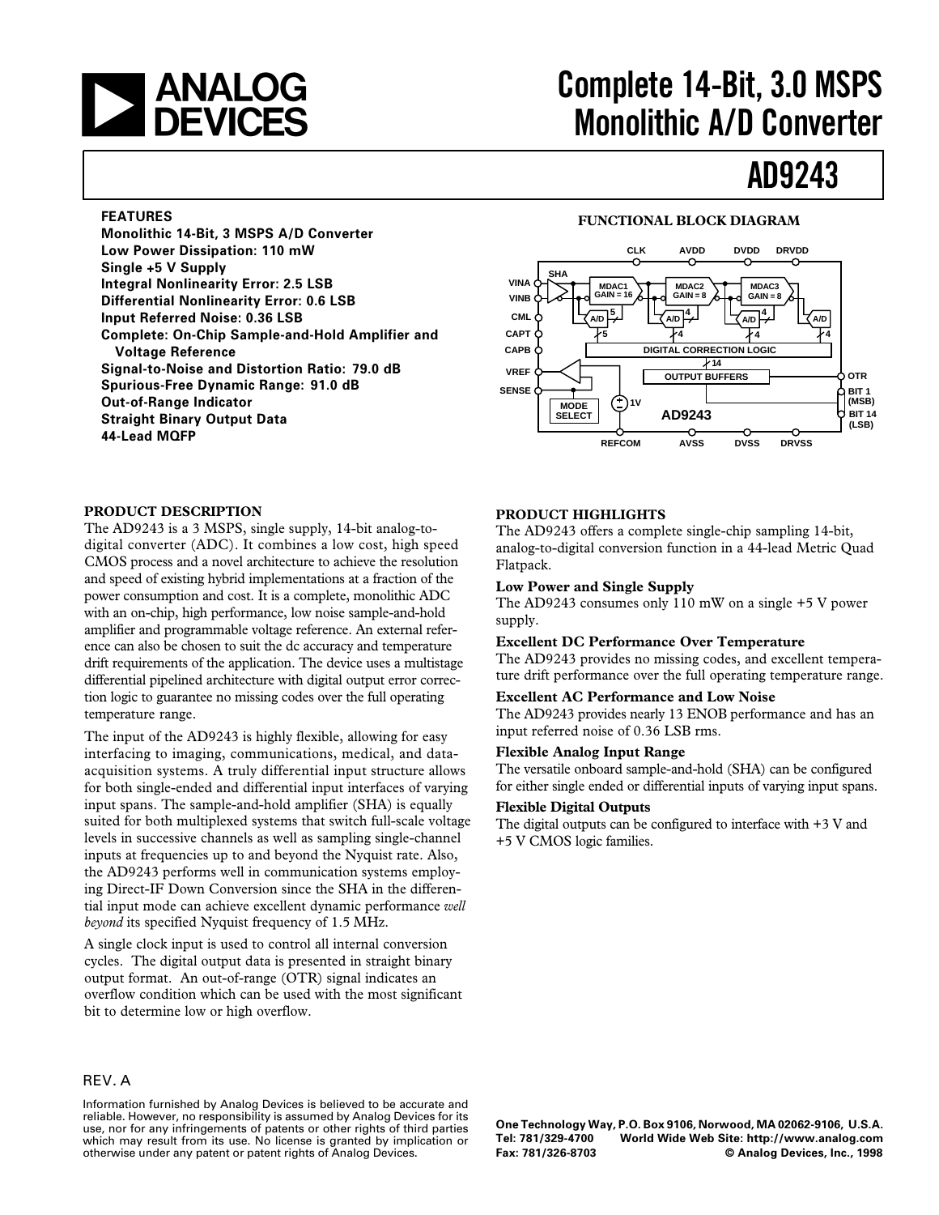# Complete 14-Bit, 3.0 MSPS Monolithic A/D Converter

# AD9243

## FEATURES

- **Monolithic 14-Bit, 3 MSPS A/D Converter**
- **Low Power Dissipation: 110 mW**
- **Single +5 V Supply**
- **Integral Nonlinearity Error: 2.5 LSB**
- **Differential Nonlinearity Error: 0.6 LSB**
- **Input Referred Noise: 0.36 LSB**
- **Complete: On-Chip Sample-and-Hold Amplifier and Voltage Reference**
- **Signal-to-Noise and Distortion Ratio: 79.0 dB**
- **Spurious-Free Dynamic Range: 91.0 dB**
- **Out-of-Range Indicator**
- **Straight Binary Output Data**
- **44-Lead MQFP**

## FUNCTIONAL BLOCK DIAGRAM

CLK, AVDD, DVDD, DRVDD, VINA, VINB, CML, CAPT, CAPB, VREF, SENSE, SHA, MDAC1 GAIN = 16, MDAC2 GAIN = 8, MDAC3 GAIN = 8, A/D, DIGITAL CORRECTION LOGIC, OUTPUT BUFFERS, MODE SELECT, 1V, AD9243, OTR, BIT 1 (MSB), BIT 14 (LSB), REFCOM, AVSS, DVSS, DRVSS

## PRODUCT DESCRIPTION

The AD9243 is a 3 MSPS, single supply, 14-bit analog-to-digital converter (ADC). It combines a low cost, high speed CMOS process and a novel architecture to achieve the resolution and speed of existing hybrid implementations at a fraction of the power consumption and cost. It is a complete, monolithic ADC with an on-chip, high performance, low noise sample-and-hold amplifier and programmable voltage reference. An external reference can also be chosen to suit the dc accuracy and temperature drift requirements of the application. The device uses a multistage differential pipelined architecture with digital output error correction logic to guarantee no missing codes over the full operating temperature range.

The input of the AD9243 is highly flexible, allowing for easy interfacing to imaging, communications, medical, and data-acquisition systems. A truly differential input structure allows for both single-ended and differential input interfaces of varying input spans. The sample-and-hold amplifier (SHA) is equally suited for both multiplexed systems that switch full-scale voltage levels in successive channels as well as sampling single-channel inputs at frequencies up to and beyond the Nyquist rate. Also, the AD9243 performs well in communication systems employing Direct-IF Down Conversion since the SHA in the differential input mode can achieve excellent dynamic performance *well beyond* its specified Nyquist frequency of 1.5 MHz.

A single clock input is used to control all internal conversion cycles. The digital output data is presented in straight binary output format. An out-of-range (OTR) signal indicates an overflow condition which can be used with the most significant bit to determine low or high overflow.

## PRODUCT HIGHLIGHTS

The AD9243 offers a complete single-chip sampling 14-bit, analog-to-digital conversion function in a 44-lead Metric Quad Flatpack.

**Low Power and Single Supply**
The AD9243 consumes only 110 mW on a single +5 V power supply.

**Excellent DC Performance Over Temperature**
The AD9243 provides no missing codes, and excellent temperature drift performance over the full operating temperature range.

**Excellent AC Performance and Low Noise**
The AD9243 provides nearly 13 ENOB performance and has an input referred noise of 0.36 LSB rms.

**Flexible Analog Input Range**
The versatile onboard sample-and-hold (SHA) can be configured for either single ended or differential inputs of varying input spans.

**Flexible Digital Outputs**
The digital outputs can be configured to interface with +3 V and +5 V CMOS logic families.

REV. A

Information furnished by Analog Devices is believed to be accurate and reliable. However, no responsibility is assumed by Analog Devices for its use, nor for any infringements of patents or other rights of third parties which may result from its use. No license is granted by implication or otherwise under any patent or patent rights of Analog Devices.

One Technology Way, P.O. Box 9106, Norwood, MA 02062-9106, U.S.A.
Tel: 781/329-4700 World Wide Web Site: http://www.analog.com
Fax: 781/326-8703 © Analog Devices, Inc., 1998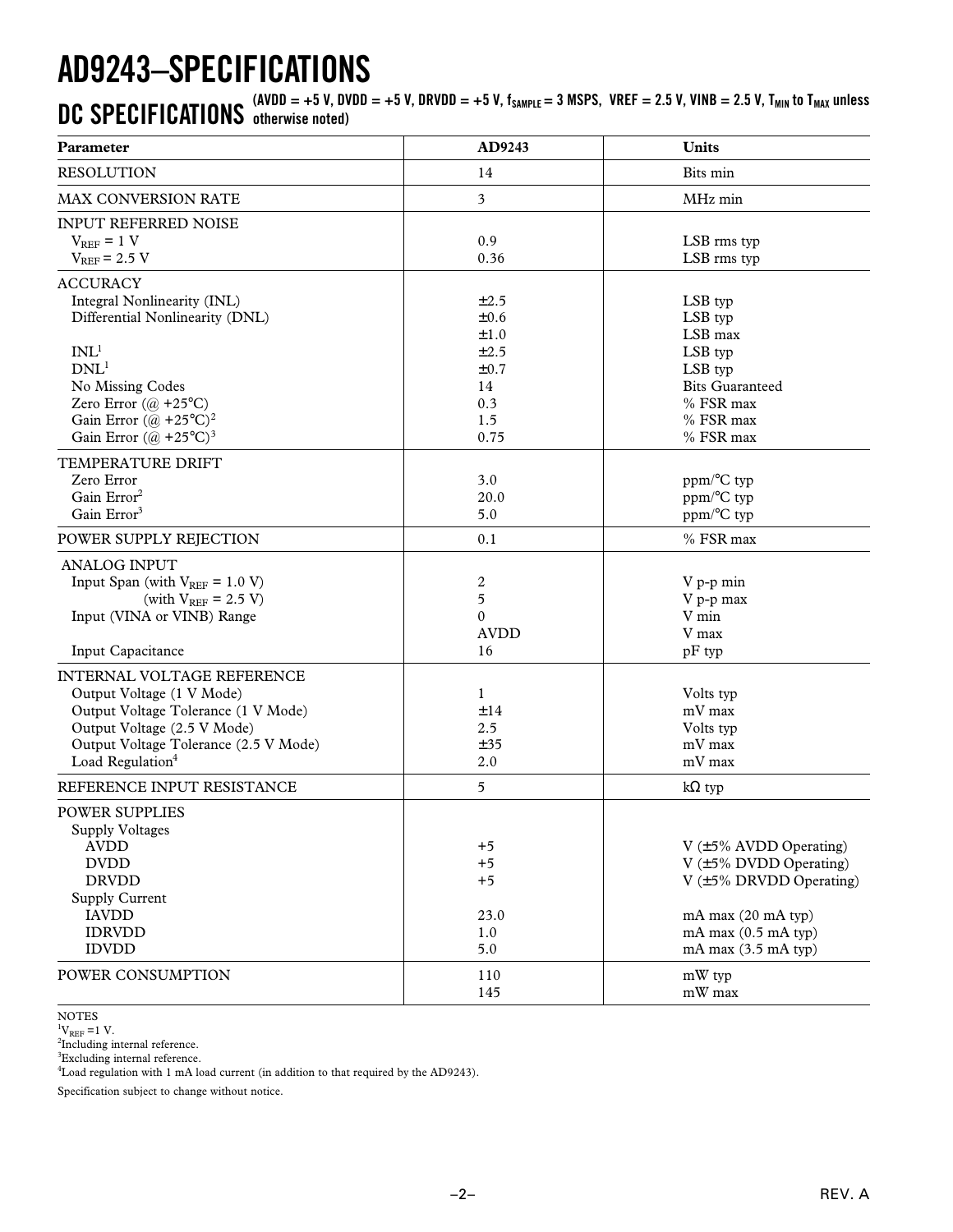# AD9243–SPECIFICATIONS

## DC SPECIFICATIONS (AVDD = +5 V, DVDD = +5 V, DRVDD = +5 V, $f_{SAMPLE}$ = 3 MSPS, VREF = 2.5 V, VINB = 2.5 V, $T_{MIN}$ to $T_{MAX}$ unless otherwise noted)

| Parameter | AD9243 | Units |
|---|---|---|
| RESOLUTION | 14 | Bits min |
| MAX CONVERSION RATE | 3 | MHz min |
| INPUT REFERRED NOISE | | |
| $V_{REF}$ = 1 V | 0.9 | LSB rms typ |
| $V_{REF}$ = 2.5 V | 0.36 | LSB rms typ |
| ACCURACY | | |
| Integral Nonlinearity (INL) | ±2.5 | LSB typ |
| Differential Nonlinearity (DNL) | ±0.6 | LSB typ |
| | ±1.0 | LSB max |
| INL[1] | ±2.5 | LSB typ |
| DNL[1] | ±0.7 | LSB typ |
| No Missing Codes | 14 | Bits Guaranteed |
| Zero Error (@ +25°C) | 0.3 | % FSR max |
| Gain Error (@ +25°C)[2] | 1.5 | % FSR max |
| Gain Error (@ +25°C)[3] | 0.75 | % FSR max |
| TEMPERATURE DRIFT | | |
| Zero Error | 3.0 | ppm/°C typ |
| Gain Error[2] | 20.0 | ppm/°C typ |
| Gain Error[3] | 5.0 | ppm/°C typ |
| POWER SUPPLY REJECTION | 0.1 | % FSR max |
| ANALOG INPUT | | |
| Input Span (with $V_{REF}$ = 1.0 V) | 2 | V p-p min |
| (with $V_{REF}$ = 2.5 V) | 5 | V p-p max |
| Input (VINA or VINB) Range | 0 | V min |
| | AVDD | V max |
| Input Capacitance | 16 | pF typ |
| INTERNAL VOLTAGE REFERENCE | | |
| Output Voltage (1 V Mode) | 1 | Volts typ |
| Output Voltage Tolerance (1 V Mode) | ±14 | mV max |
| Output Voltage (2.5 V Mode) | 2.5 | Volts typ |
| Output Voltage Tolerance (2.5 V Mode) | ±35 | mV max |
| Load Regulation[4] | 2.0 | mV max |
| REFERENCE INPUT RESISTANCE | 5 | kΩ typ |
| POWER SUPPLIES | | |
| Supply Voltages | | |
| AVDD | +5 | V (±5% AVDD Operating) |
| DVDD | +5 | V (±5% DVDD Operating) |
| DRVDD | +5 | V (±5% DRVDD Operating) |
| Supply Current | | |
| IAVDD | 23.0 | mA max (20 mA typ) |
| IDRVDD | 1.0 | mA max (0.5 mA typ) |
| IDVDD | 5.0 | mA max (3.5 mA typ) |
| POWER CONSUMPTION | 110 | mW typ |
| | 145 | mW max |

NOTES

[1]$V_{REF}$ =1 V.

[2]Including internal reference.

[3]Excluding internal reference.

[4]Load regulation with 1 mA load current (in addition to that required by the AD9243).

Specification subject to change without notice.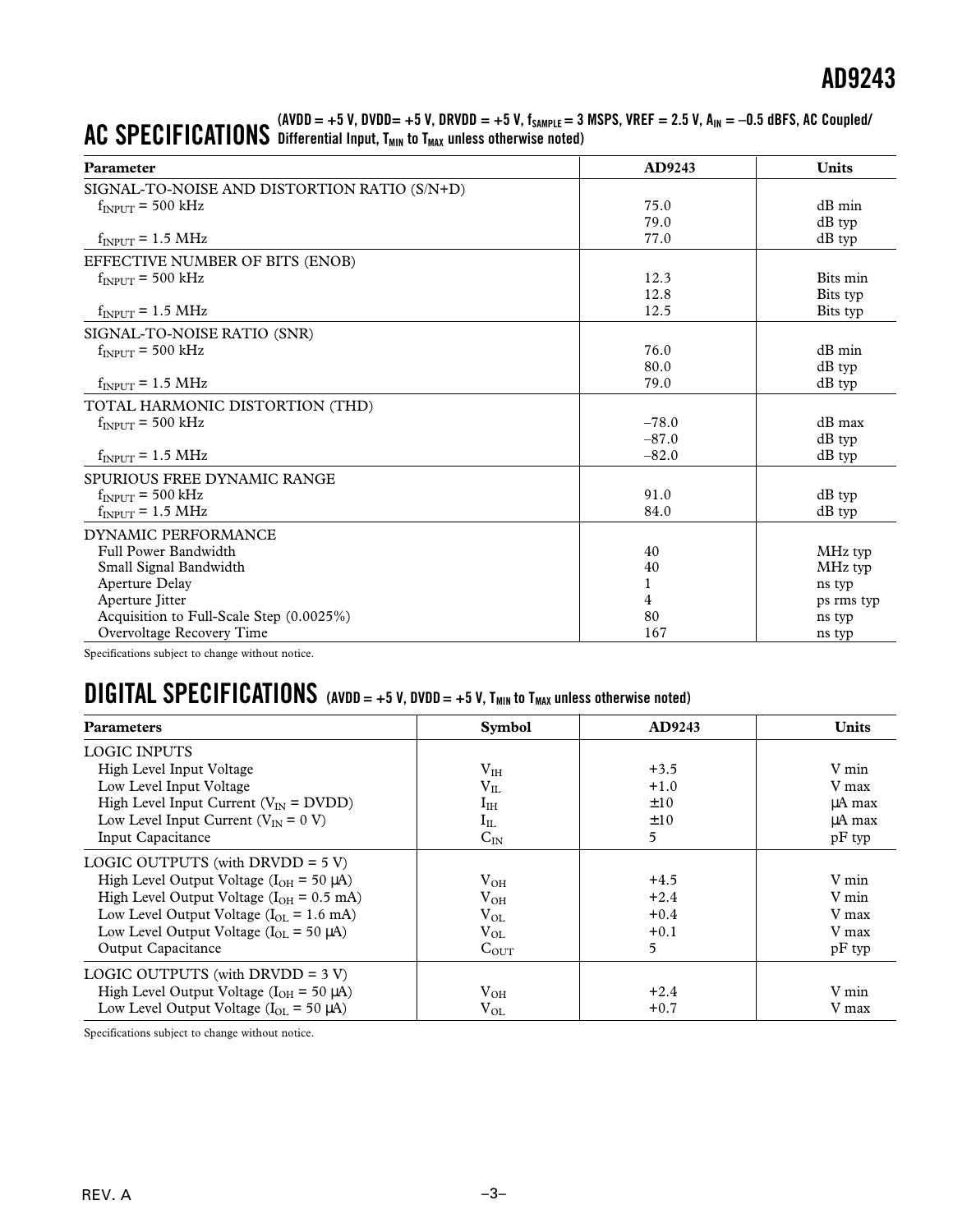## AC SPECIFICATIONS (AVDD = +5 V, DVDD= +5 V, DRVDD = +5 V, $f_{SAMPLE}$ = 3 MSPS, VREF = 2.5 V, $A_{IN}$ = –0.5 dBFS, AC Coupled/ Differential Input, $T_{MIN}$ to $T_{MAX}$ unless otherwise noted)

| Parameter | AD9243 | Units |
|---|---|---|
| SIGNAL-TO-NOISE AND DISTORTION RATIO (S/N+D) | | |
| $f_{INPUT}$ = 500 kHz | 75.0 | dB min |
| | 79.0 | dB typ |
| $f_{INPUT}$ = 1.5 MHz | 77.0 | dB typ |
| EFFECTIVE NUMBER OF BITS (ENOB) | | |
| $f_{INPUT}$ = 500 kHz | 12.3 | Bits min |
| | 12.8 | Bits typ |
| $f_{INPUT}$ = 1.5 MHz | 12.5 | Bits typ |
| SIGNAL-TO-NOISE RATIO (SNR) | | |
| $f_{INPUT}$ = 500 kHz | 76.0 | dB min |
| | 80.0 | dB typ |
| $f_{INPUT}$ = 1.5 MHz | 79.0 | dB typ |
| TOTAL HARMONIC DISTORTION (THD) | | |
| $f_{INPUT}$ = 500 kHz | –78.0 | dB max |
| | –87.0 | dB typ |
| $f_{INPUT}$ = 1.5 MHz | –82.0 | dB typ |
| SPURIOUS FREE DYNAMIC RANGE | | |
| $f_{INPUT}$ = 500 kHz | 91.0 | dB typ |
| $f_{INPUT}$ = 1.5 MHz | 84.0 | dB typ |
| DYNAMIC PERFORMANCE | | |
| Full Power Bandwidth | 40 | MHz typ |
| Small Signal Bandwidth | 40 | MHz typ |
| Aperture Delay | 1 | ns typ |
| Aperture Jitter | 4 | ps rms typ |
| Acquisition to Full-Scale Step (0.0025%) | 80 | ns typ |
| Overvoltage Recovery Time | 167 | ns typ |

Specifications subject to change without notice.

## DIGITAL SPECIFICATIONS (AVDD = +5 V, DVDD = +5 V, $T_{MIN}$ to $T_{MAX}$ unless otherwise noted)

| Parameters | Symbol | AD9243 | Units |
|---|---|---|---|
| LOGIC INPUTS | | | |
| High Level Input Voltage | $V_{IH}$ | +3.5 | V min |
| Low Level Input Voltage | $V_{IL}$ | +1.0 | V max |
| High Level Input Current ($V_{IN}$ = DVDD) | $I_{IH}$ | ±10 | µA max |
| Low Level Input Current ($V_{IN}$ = 0 V) | $I_{IL}$ | ±10 | µA max |
| Input Capacitance | $C_{IN}$ | 5 | pF typ |
| LOGIC OUTPUTS (with DRVDD = 5 V) | | | |
| High Level Output Voltage ($I_{OH}$ = 50 µA) | $V_{OH}$ | +4.5 | V min |
| High Level Output Voltage ($I_{OH}$ = 0.5 mA) | $V_{OH}$ | +2.4 | V min |
| Low Level Output Voltage ($I_{OL}$ = 1.6 mA) | $V_{OL}$ | +0.4 | V max |
| Low Level Output Voltage ($I_{OL}$ = 50 µA) | $V_{OL}$ | +0.1 | V max |
| Output Capacitance | $C_{OUT}$ | 5 | pF typ |
| LOGIC OUTPUTS (with DRVDD = 3 V) | | | |
| High Level Output Voltage ($I_{OH}$ = 50 µA) | $V_{OH}$ | +2.4 | V min |
| Low Level Output Voltage ($I_{OL}$ = 50 µA) | $V_{OL}$ | +0.7 | V max |

Specifications subject to change without notice.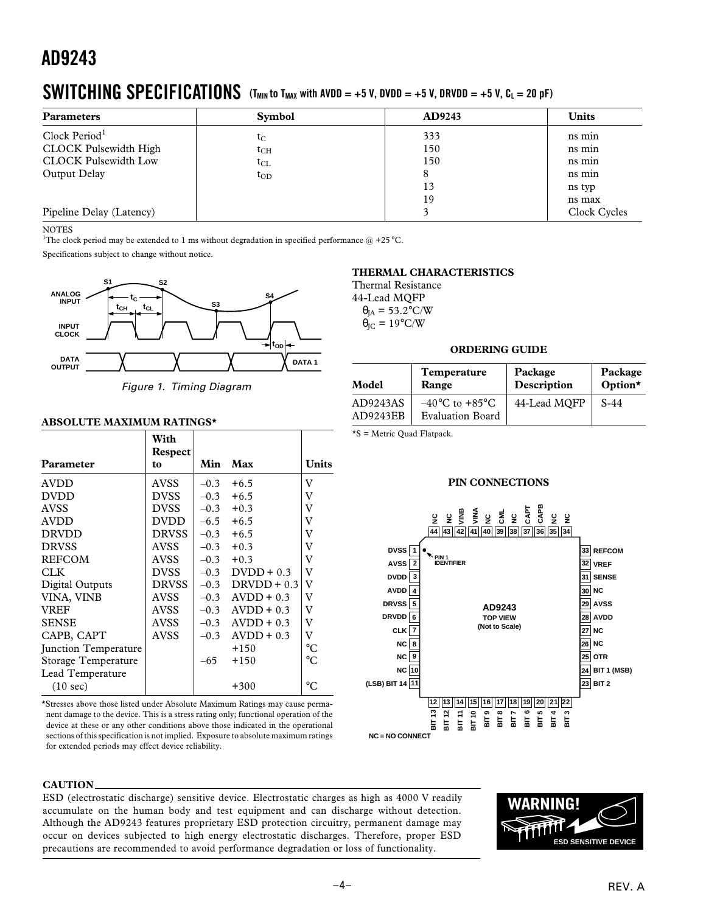## SWITCHING SPECIFICATIONS ($T_{MIN}$ to $T_{MAX}$ with AVDD = +5 V, DVDD = +5 V, DRVDD = +5 V, $C_L$ = 20 pF)

| Parameters | Symbol | AD9243 | Units |
|---|---|---|---|
| Clock Period[1] | $t_C$ | 333 | ns min |
| CLOCK Pulsewidth High | $t_{CH}$ | 150 | ns min |
| CLOCK Pulsewidth Low | $t_{CL}$ | 150 | ns min |
| Output Delay | $t_{OD}$ | 8 | ns min |
| | | 13 | ns typ |
| | | 19 | ns max |
| Pipeline Delay (Latency) | | 3 | Clock Cycles |

NOTES

[1]The clock period may be extended to 1 ms without degradation in specified performance @ +25°C.

Specifications subject to change without notice.

Figure 1. Timing Diagram

### ABSOLUTE MAXIMUM RATINGS*

| Parameter | With Respect to | Min | Max | Units |
|---|---|---|---|---|
| AVDD | AVSS | –0.3 | +6.5 | V |
| DVDD | DVSS | –0.3 | +6.5 | V |
| AVSS | DVSS | –0.3 | +0.3 | V |
| AVDD | DVDD | –6.5 | +6.5 | V |
| DRVDD | DRVSS | –0.3 | +6.5 | V |
| DRVSS | AVSS | –0.3 | +0.3 | V |
| REFCOM | AVSS | –0.3 | +0.3 | V |
| CLK | DVSS | –0.3 | DVDD + 0.3 | V |
| Digital Outputs | DRVSS | –0.3 | DRVDD + 0.3 | V |
| VINA, VINB | AVSS | –0.3 | AVDD + 0.3 | V |
| VREF | AVSS | –0.3 | AVDD + 0.3 | V |
| SENSE | AVSS | –0.3 | AVDD + 0.3 | V |
| CAPB, CAPT | AVSS | –0.3 | AVDD + 0.3 | V |
| Junction Temperature | | | +150 | °C |
| Storage Temperature | | –65 | +150 | °C |
| Lead Temperature (10 sec) | | | +300 | °C |

*Stresses above those listed under Absolute Maximum Ratings may cause permanent damage to the device. This is a stress rating only; functional operation of the device at these or any other conditions above those indicated in the operational sections of this specification is not implied. Exposure to absolute maximum ratings for extended periods may effect device reliability.

### THERMAL CHARACTERISTICS

Thermal Resistance

44-Lead MQFP

$\theta_{JA}$ = 53.2°C/W

$\theta_{JC}$ = 19°C/W

### ORDERING GUIDE

| Model | Temperature Range | Package Description | Package Option* |
|---|---|---|---|
| AD9243AS | –40°C to +85°C | 44-Lead MQFP | S-44 |
| AD9243EB | Evaluation Board | | |

*S = Metric Quad Flatpack.

### PIN CONNECTIONS

| Pin | Name | Pin | Name |
|---|---|---|---|
| 1 | DVSS | 23 | BIT 2 |
| 2 | AVSS | 24 | BIT 1 (MSB) |
| 3 | DVDD | 25 | OTR |
| 4 | AVDD | 26 | NC |
| 5 | DRVSS | 27 | NC |
| 6 | DRVDD | 28 | AVDD |
| 7 | CLK | 29 | AVSS |
| 8 | NC | 30 | NC |
| 9 | NC | 31 | SENSE |
| 10 | NC | 32 | VREF |
| 11 | (LSB) BIT 14 | 33 | REFCOM |
| 12 | BIT 13 | 34 | NC |
| 13 | BIT 12 | 35 | NC |
| 14 | BIT 11 | 36 | CAPB |
| 15 | BIT 10 | 37 | CAPT |
| 16 | BIT 9 | 38 | NC |
| 17 | BIT 8 | 39 | CML |
| 18 | BIT 7 | 40 | NC |
| 19 | BIT 6 | 41 | VINA |
| 20 | BIT 5 | 42 | VINB |
| 21 | BIT 4 | 43 | NC |
| 22 | BIT 3 | 44 | NC |

AD9243 TOP VIEW (Not to Scale)

NC = NO CONNECT

### CAUTION

ESD (electrostatic discharge) sensitive device. Electrostatic charges as high as 4000 V readily accumulate on the human body and test equipment and can discharge without detection. Although the AD9243 features proprietary ESD protection circuitry, permanent damage may occur on devices subjected to high energy electrostatic discharges. Therefore, proper ESD precautions are recommended to avoid performance degradation or loss of functionality.

WARNING! ESD SENSITIVE DEVICE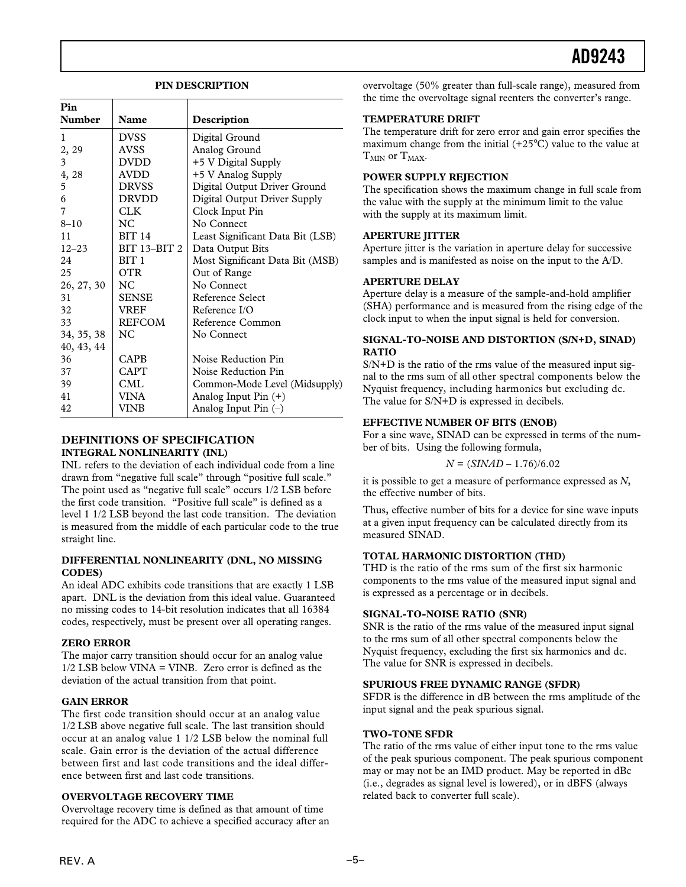## PIN DESCRIPTION

| Pin Number | Name | Description |
|---|---|---|
| 1 | DVSS | Digital Ground |
| 2, 29 | AVSS | Analog Ground |
| 3 | DVDD | +5 V Digital Supply |
| 4, 28 | AVDD | +5 V Analog Supply |
| 5 | DRVSS | Digital Output Driver Ground |
| 6 | DRVDD | Digital Output Driver Supply |
| 7 | CLK | Clock Input Pin |
| 8–10 | NC | No Connect |
| 11 | BIT 14 | Least Significant Data Bit (LSB) |
| 12–23 | BIT 13–BIT 2 | Data Output Bits |
| 24 | BIT 1 | Most Significant Data Bit (MSB) |
| 25 | OTR | Out of Range |
| 26, 27, 30 | NC | No Connect |
| 31 | SENSE | Reference Select |
| 32 | VREF | Reference I/O |
| 33 | REFCOM | Reference Common |
| 34, 35, 38 40, 43, 44 | NC | No Connect |
| 36 | CAPB | Noise Reduction Pin |
| 37 | CAPT | Noise Reduction Pin |
| 39 | CML | Common-Mode Level (Midsupply) |
| 41 | VINA | Analog Input Pin (+) |
| 42 | VINB | Analog Input Pin (–) |

## DEFINITIONS OF SPECIFICATION

### INTEGRAL NONLINEARITY (INL)

INL refers to the deviation of each individual code from a line drawn from "negative full scale" through "positive full scale." The point used as "negative full scale" occurs 1/2 LSB before the first code transition. "Positive full scale" is defined as a level 1 1/2 LSB beyond the last code transition. The deviation is measured from the middle of each particular code to the true straight line.

### DIFFERENTIAL NONLINEARITY (DNL, NO MISSING CODES)

An ideal ADC exhibits code transitions that are exactly 1 LSB apart. DNL is the deviation from this ideal value. Guaranteed no missing codes to 14-bit resolution indicates that all 16384 codes, respectively, must be present over all operating ranges.

### ZERO ERROR

The major carry transition should occur for an analog value 1/2 LSB below VINA = VINB. Zero error is defined as the deviation of the actual transition from that point.

### GAIN ERROR

The first code transition should occur at an analog value 1/2 LSB above negative full scale. The last transition should occur at an analog value 1 1/2 LSB below the nominal full scale. Gain error is the deviation of the actual difference between first and last code transitions and the ideal difference between first and last code transitions.

### OVERVOLTAGE RECOVERY TIME

Overvoltage recovery time is defined as that amount of time required for the ADC to achieve a specified accuracy after an overvoltage (50% greater than full-scale range), measured from the time the overvoltage signal reenters the converter's range.

### TEMPERATURE DRIFT

The temperature drift for zero error and gain error specifies the maximum change from the initial (+25°C) value to the value at $T_{MIN}$ or $T_{MAX}$.

### POWER SUPPLY REJECTION

The specification shows the maximum change in full scale from the value with the supply at the minimum limit to the value with the supply at its maximum limit.

### APERTURE JITTER

Aperture jitter is the variation in aperture delay for successive samples and is manifested as noise on the input to the A/D.

### APERTURE DELAY

Aperture delay is a measure of the sample-and-hold amplifier (SHA) performance and is measured from the rising edge of the clock input to when the input signal is held for conversion.

### SIGNAL-TO-NOISE AND DISTORTION (S/N+D, SINAD) RATIO

S/N+D is the ratio of the rms value of the measured input signal to the rms sum of all other spectral components below the Nyquist frequency, including harmonics but excluding dc. The value for S/N+D is expressed in decibels.

### EFFECTIVE NUMBER OF BITS (ENOB)

For a sine wave, SINAD can be expressed in terms of the number of bits. Using the following formula,

$$N = (SINAD - 1.76)/6.02$$

it is possible to get a measure of performance expressed as $N$, the effective number of bits.

Thus, effective number of bits for a device for sine wave inputs at a given input frequency can be calculated directly from its measured SINAD.

### TOTAL HARMONIC DISTORTION (THD)

THD is the ratio of the rms sum of the first six harmonic components to the rms value of the measured input signal and is expressed as a percentage or in decibels.

### SIGNAL-TO-NOISE RATIO (SNR)

SNR is the ratio of the rms value of the measured input signal to the rms sum of all other spectral components below the Nyquist frequency, excluding the first six harmonics and dc. The value for SNR is expressed in decibels.

### SPURIOUS FREE DYNAMIC RANGE (SFDR)

SFDR is the difference in dB between the rms amplitude of the input signal and the peak spurious signal.

### TWO-TONE SFDR

The ratio of the rms value of either input tone to the rms value of the peak spurious component. The peak spurious component may or may not be an IMD product. May be reported in dBc (i.e., degrades as signal level is lowered), or in dBFS (always related back to converter full scale).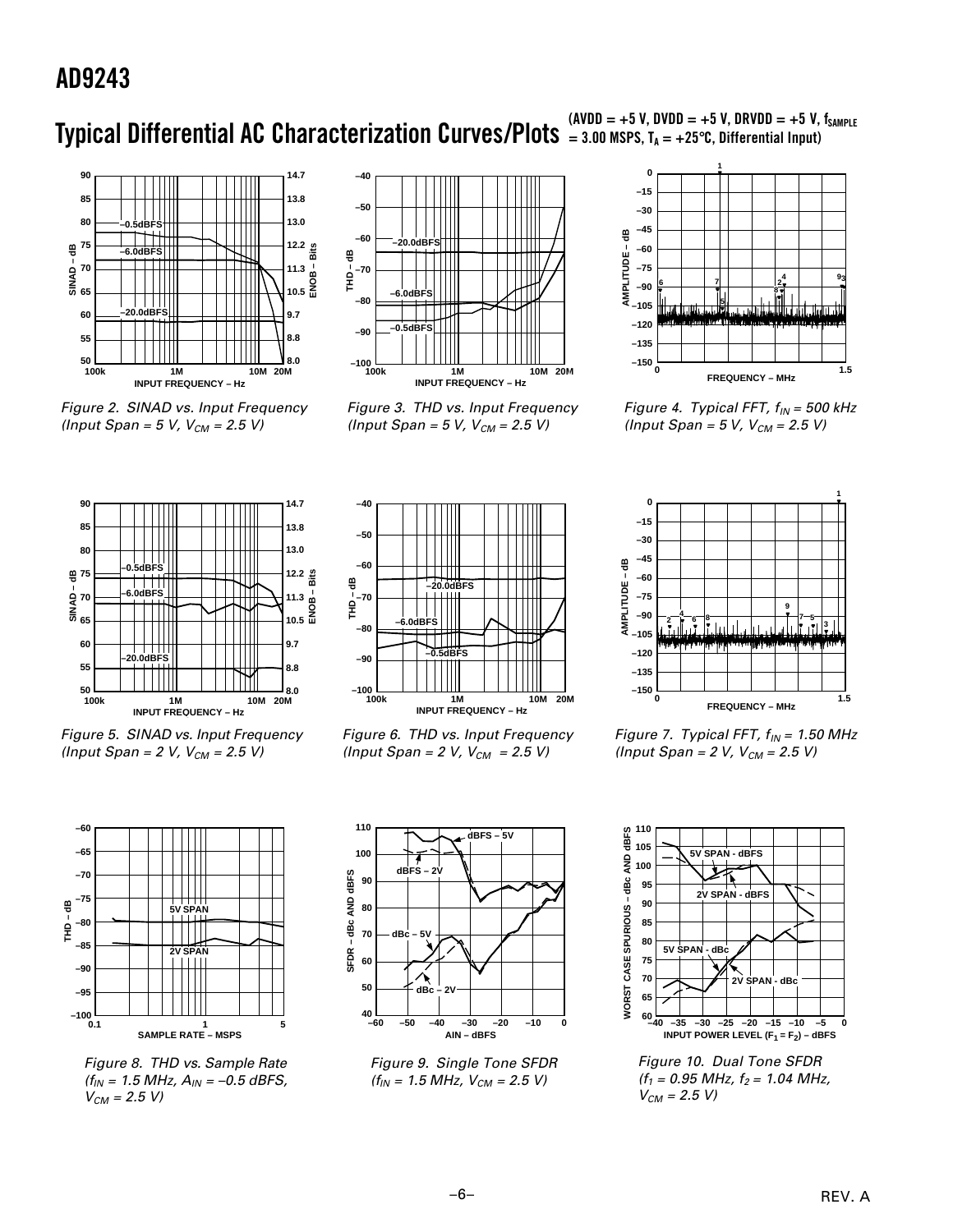## Typical Differential AC Characterization Curves/Plots (AVDD = +5 V, DVDD = +5 V, DRVDD = +5 V, $f_{SAMPLE}$ = 3.00 MSPS, $T_A$ = +25°C, Differential Input)

*Figure 2. SINAD vs. Input Frequency (Input Span = 5 V, $V_{CM}$ = 2.5 V)*

*Figure 3. THD vs. Input Frequency (Input Span = 5 V, $V_{CM}$ = 2.5 V)*

*Figure 4. Typical FFT, $f_{IN}$ = 500 kHz (Input Span = 5 V, $V_{CM}$ = 2.5 V)*

*Figure 5. SINAD vs. Input Frequency (Input Span = 2 V, $V_{CM}$ = 2.5 V)*

*Figure 6. THD vs. Input Frequency (Input Span = 2 V, $V_{CM}$ = 2.5 V)*

*Figure 7. Typical FFT, $f_{IN}$ = 1.50 MHz (Input Span = 2 V, $V_{CM}$ = 2.5 V)*

*Figure 8. THD vs. Sample Rate ($f_{IN}$ = 1.5 MHz, $A_{IN}$ = –0.5 dBFS, $V_{CM}$ = 2.5 V)*

*Figure 9. Single Tone SFDR ($f_{IN}$ = 1.5 MHz, $V_{CM}$ = 2.5 V)*

*Figure 10. Dual Tone SFDR ($f_1$ = 0.95 MHz, $f_2$ = 1.04 MHz, $V_{CM}$ = 2.5 V)*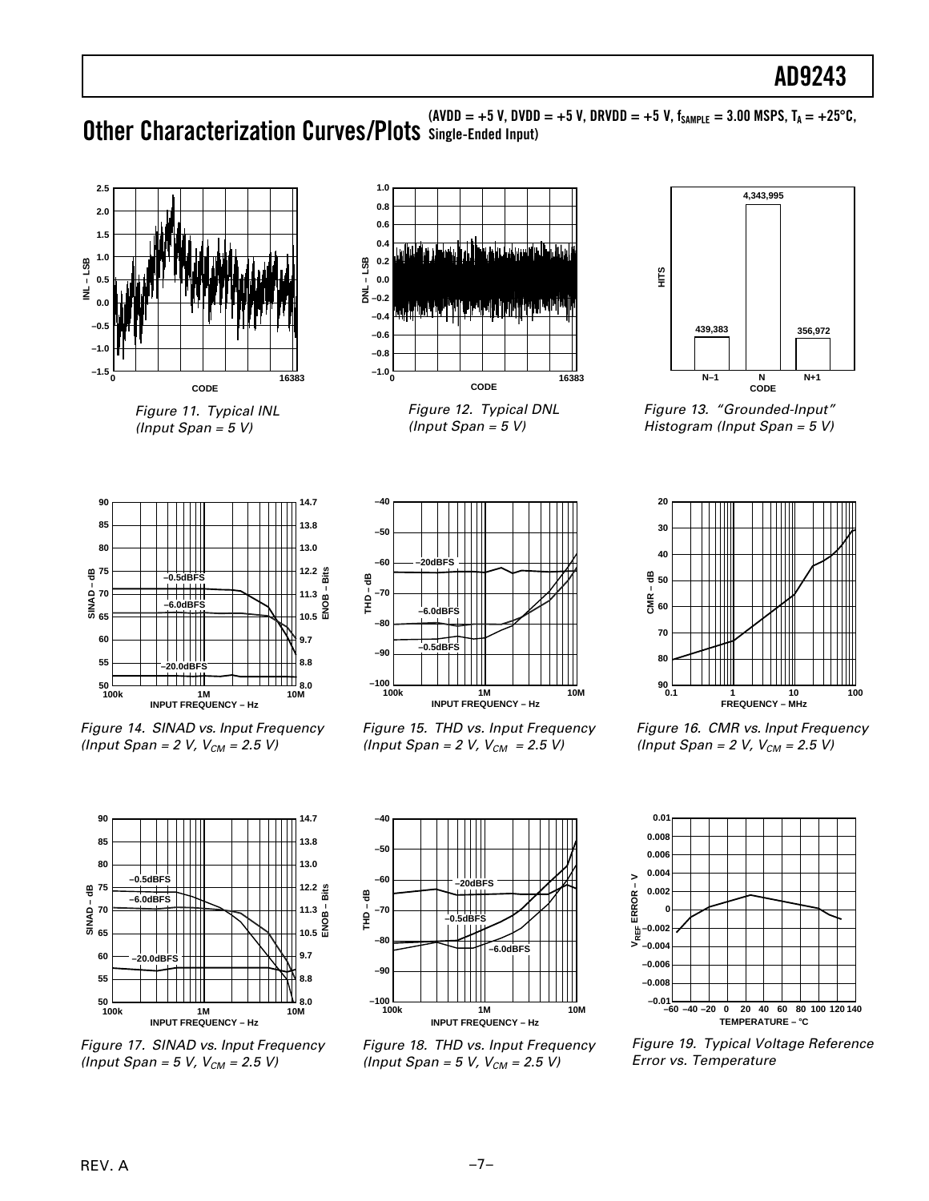## Other Characterization Curves/Plots

(AVDD = +5 V, DVDD = +5 V, DRVDD = +5 V, $f_{SAMPLE}$ = 3.00 MSPS, $T_A$ = +25°C, Single-Ended Input)

*Figure 11. Typical INL (Input Span = 5 V)*

*Figure 12. Typical DNL (Input Span = 5 V)*

*Figure 13. "Grounded-Input" Histogram (Input Span = 5 V)*

*Figure 14. SINAD vs. Input Frequency (Input Span = 2 V, $V_{CM}$ = 2.5 V)*

*Figure 15. THD vs. Input Frequency (Input Span = 2 V, $V_{CM}$ = 2.5 V)*

*Figure 16. CMR vs. Input Frequency (Input Span = 2 V, $V_{CM}$ = 2.5 V)*

*Figure 17. SINAD vs. Input Frequency (Input Span = 5 V, $V_{CM}$ = 2.5 V)*

*Figure 18. THD vs. Input Frequency (Input Span = 5 V, $V_{CM}$ = 2.5 V)*

*Figure 19. Typical Voltage Reference Error vs. Temperature*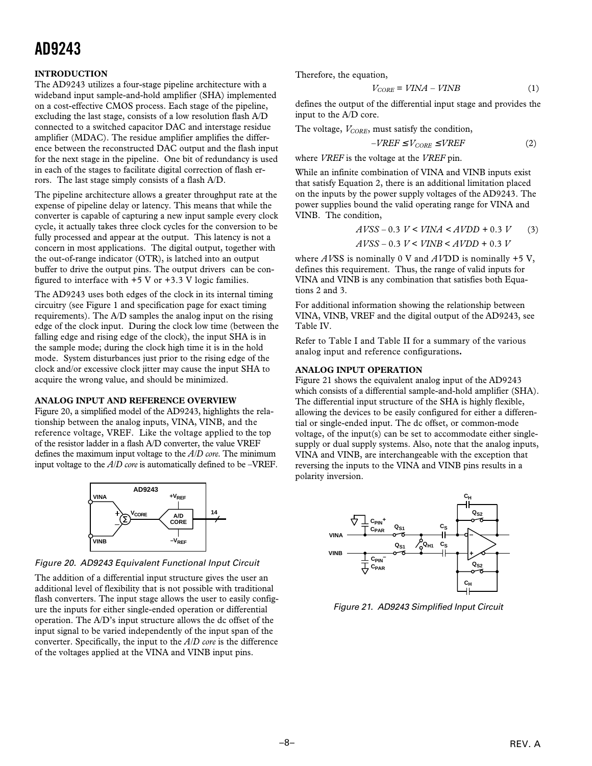## INTRODUCTION

The AD9243 utilizes a four-stage pipeline architecture with a wideband input sample-and-hold amplifier (SHA) implemented on a cost-effective CMOS process. Each stage of the pipeline, excluding the last stage, consists of a low resolution flash A/D connected to a switched capacitor DAC and interstage residue amplifier (MDAC). The residue amplifier amplifies the difference between the reconstructed DAC output and the flash input for the next stage in the pipeline. One bit of redundancy is used in each of the stages to facilitate digital correction of flash errors. The last stage simply consists of a flash A/D.

The pipeline architecture allows a greater throughput rate at the expense of pipeline delay or latency. This means that while the converter is capable of capturing a new input sample every clock cycle, it actually takes three clock cycles for the conversion to be fully processed and appear at the output. This latency is not a concern in most applications. The digital output, together with the out-of-range indicator (OTR), is latched into an output buffer to drive the output pins. The output drivers can be configured to interface with +5 V or +3.3 V logic families.

The AD9243 uses both edges of the clock in its internal timing circuitry (see Figure 1 and specification page for exact timing requirements). The A/D samples the analog input on the rising edge of the clock input. During the clock low time (between the falling edge and rising edge of the clock), the input SHA is in the sample mode; during the clock high time it is in the hold mode. System disturbances just prior to the rising edge of the clock and/or excessive clock jitter may cause the input SHA to acquire the wrong value, and should be minimized.

## ANALOG INPUT AND REFERENCE OVERVIEW

Figure 20, a simplified model of the AD9243, highlights the relationship between the analog inputs, VINA, VINB, and the reference voltage, VREF. Like the voltage applied to the top of the resistor ladder in a flash A/D converter, the value VREF defines the maximum input voltage to the *A/D core*. The minimum input voltage to the *A/D core* is automatically defined to be –VREF.

*Figure 20. AD9243 Equivalent Functional Input Circuit*

The addition of a differential input structure gives the user an additional level of flexibility that is not possible with traditional flash converters. The input stage allows the user to easily configure the inputs for either single-ended operation or differential operation. The A/D's input structure allows the dc offset of the input signal to be varied independently of the input span of the converter. Specifically, the input to the *A/D core* is the difference of the voltages applied at the VINA and VINB input pins.

Therefore, the equation,

$$V_{CORE} = VINA - VINB \qquad (1)$$

defines the output of the differential input stage and provides the input to the A/D core.

The voltage, $V_{CORE}$, must satisfy the condition,

$$-VREF \leq V_{CORE} \leq VREF \qquad (2)$$

where *VREF* is the voltage at the *VREF* pin.

While an infinite combination of VINA and VINB inputs exist that satisfy Equation 2, there is an additional limitation placed on the inputs by the power supply voltages of the AD9243. The power supplies bound the valid operating range for VINA and VINB. The condition,

$$AVSS - 0.3\ V < VINA < AVDD + 0.3\ V \qquad (3)$$

$$AVSS - 0.3\ V < VINB < AVDD + 0.3\ V$$

where *AVSS* is nominally 0 V and *AVDD* is nominally +5 V, defines this requirement. Thus, the range of valid inputs for VINA and VINB is any combination that satisfies both Equations 2 and 3.

For additional information showing the relationship between VINA, VINB, VREF and the digital output of the AD9243, see Table IV.

Refer to Table I and Table II for a summary of the various analog input and reference configurations**.**

## ANALOG INPUT OPERATION

Figure 21 shows the equivalent analog input of the AD9243 which consists of a differential sample-and-hold amplifier (SHA). The differential input structure of the SHA is highly flexible, allowing the devices to be easily configured for either a differential or single-ended input. The dc offset, or common-mode voltage, of the input(s) can be set to accommodate either single-supply or dual supply systems. Also, note that the analog inputs, VINA and VINB, are interchangeable with the exception that reversing the inputs to the VINA and VINB pins results in a polarity inversion.

*Figure 21. AD9243 Simplified Input Circuit*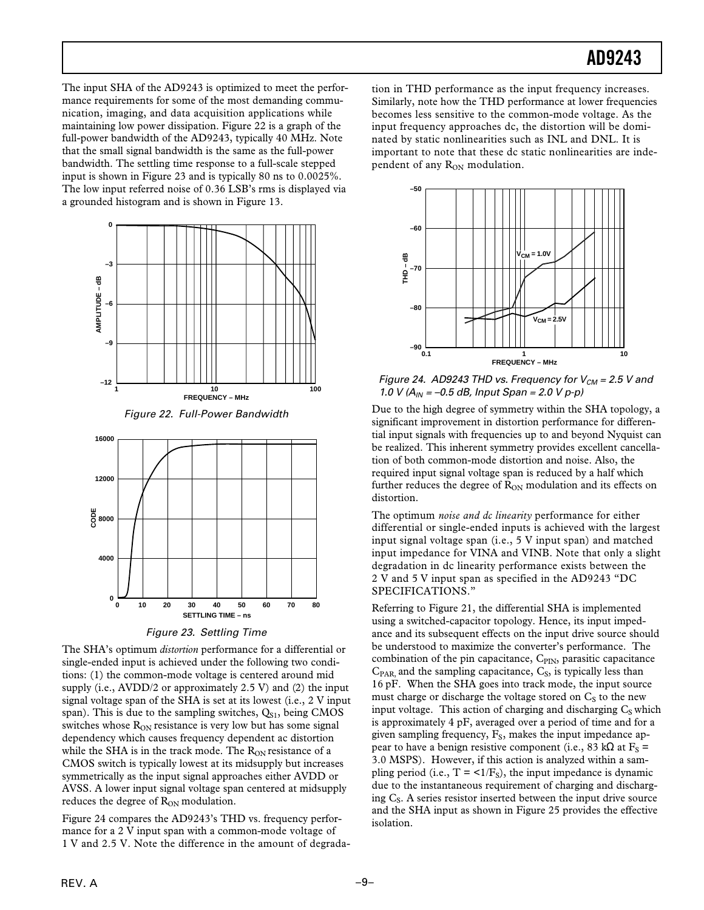The input SHA of the AD9243 is optimized to meet the performance requirements for some of the most demanding communication, imaging, and data acquisition applications while maintaining low power dissipation. Figure 22 is a graph of the full-power bandwidth of the AD9243, typically 40 MHz. Note that the small signal bandwidth is the same as the full-power bandwidth. The settling time response to a full-scale stepped input is shown in Figure 23 and is typically 80 ns to 0.0025%. The low input referred noise of 0.36 LSB's rms is displayed via a grounded histogram and is shown in Figure 13.

*Figure 22. Full-Power Bandwidth*

*Figure 23. Settling Time*

The SHA's optimum *distortion* performance for a differential or single-ended input is achieved under the following two conditions: (1) the common-mode voltage is centered around mid supply (i.e., AVDD/2 or approximately 2.5 V) and (2) the input signal voltage span of the SHA is set at its lowest (i.e., 2 V input span). This is due to the sampling switches, $Q_{S1}$, being CMOS switches whose $R_{ON}$ resistance is very low but has some signal dependency which causes frequency dependent ac distortion while the SHA is in the track mode. The $R_{ON}$ resistance of a CMOS switch is typically lowest at its midsupply but increases symmetrically as the input signal approaches either AVDD or AVSS. A lower input signal voltage span centered at midsupply reduces the degree of $R_{ON}$ modulation.

Figure 24 compares the AD9243's THD vs. frequency performance for a 2 V input span with a common-mode voltage of 1 V and 2.5 V. Note the difference in the amount of degradation in THD performance as the input frequency increases. Similarly, note how the THD performance at lower frequencies becomes less sensitive to the common-mode voltage. As the input frequency approaches dc, the distortion will be dominated by static nonlinearities such as INL and DNL. It is important to note that these dc static nonlinearities are independent of any $R_{ON}$ modulation.

*Figure 24. AD9243 THD vs. Frequency for $V_{CM}$ = 2.5 V and 1.0 V ($A_{IN}$ = –0.5 dB, Input Span = 2.0 V p-p)*

Due to the high degree of symmetry within the SHA topology, a significant improvement in distortion performance for differential input signals with frequencies up to and beyond Nyquist can be realized. This inherent symmetry provides excellent cancellation of both common-mode distortion and noise. Also, the required input signal voltage span is reduced by a half which further reduces the degree of $R_{ON}$ modulation and its effects on distortion.

The optimum *noise and dc linearity* performance for either differential or single-ended inputs is achieved with the largest input signal voltage span (i.e., 5 V input span) and matched input impedance for VINA and VINB. Note that only a slight degradation in dc linearity performance exists between the 2 V and 5 V input span as specified in the AD9243 "DC SPECIFICATIONS."

Referring to Figure 21, the differential SHA is implemented using a switched-capacitor topology. Hence, its input impedance and its subsequent effects on the input drive source should be understood to maximize the converter's performance. The combination of the pin capacitance, $C_{PIN}$, parasitic capacitance $C_{PAR}$, and the sampling capacitance, $C_S$, is typically less than 16 pF. When the SHA goes into track mode, the input source must charge or discharge the voltage stored on $C_S$ to the new input voltage. This action of charging and discharging $C_S$ which is approximately 4 pF, averaged over a period of time and for a given sampling frequency, $F_S$, makes the input impedance appear to have a benign resistive component (i.e., 83 kΩ at $F_S$ = 3.0 MSPS). However, if this action is analyzed within a sampling period (i.e., $T = <1/F_S$), the input impedance is dynamic due to the instantaneous requirement of charging and discharging $C_S$. A series resistor inserted between the input drive source and the SHA input as shown in Figure 25 provides the effective isolation.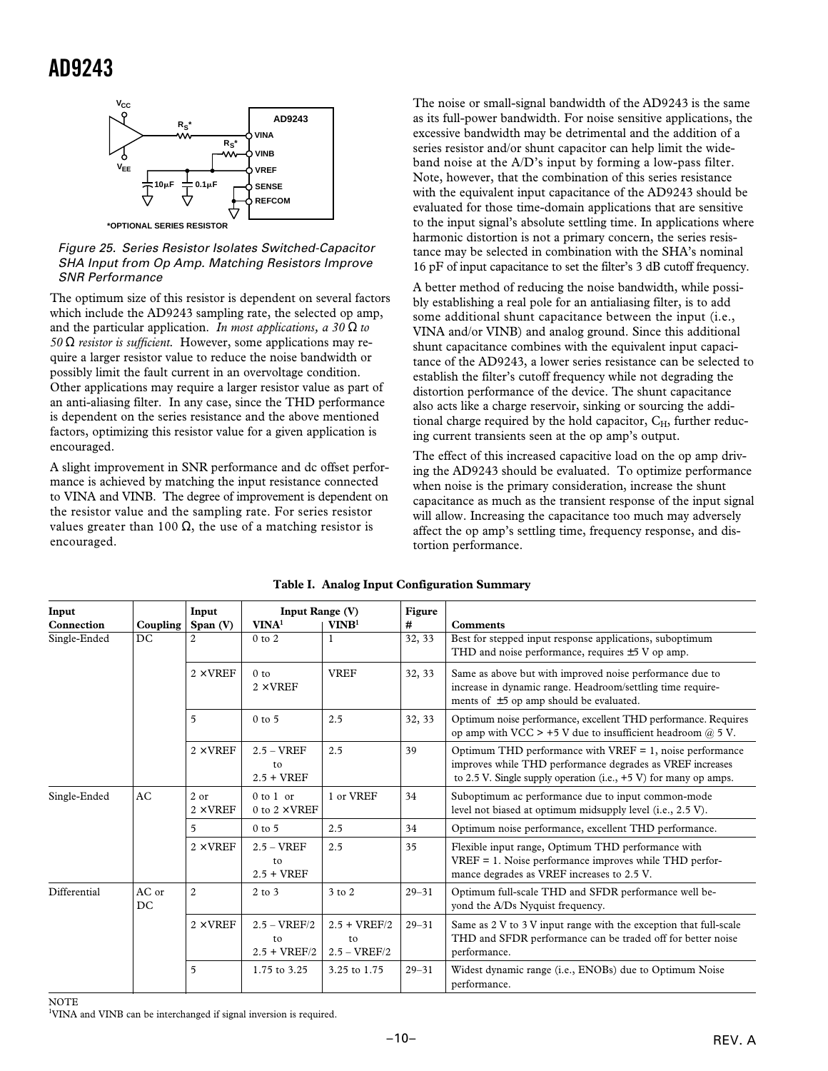*OPTIONAL SERIES RESISTOR

*Figure 25. Series Resistor Isolates Switched-Capacitor SHA Input from Op Amp. Matching Resistors Improve SNR Performance*

The optimum size of this resistor is dependent on several factors which include the AD9243 sampling rate, the selected op amp, and the particular application. *In most applications, a 30 Ω to 50 Ω resistor is sufficient.* However, some applications may require a larger resistor value to reduce the noise bandwidth or possibly limit the fault current in an overvoltage condition. Other applications may require a larger resistor value as part of an anti-aliasing filter. In any case, since the THD performance is dependent on the series resistance and the above mentioned factors, optimizing this resistor value for a given application is encouraged.

A slight improvement in SNR performance and dc offset performance is achieved by matching the input resistance connected to VINA and VINB. The degree of improvement is dependent on the resistor value and the sampling rate. For series resistor values greater than 100 Ω, the use of a matching resistor is encouraged.

The noise or small-signal bandwidth of the AD9243 is the same as its full-power bandwidth. For noise sensitive applications, the excessive bandwidth may be detrimental and the addition of a series resistor and/or shunt capacitor can help limit the wideband noise at the A/D's input by forming a low-pass filter. Note, however, that the combination of this series resistance with the equivalent input capacitance of the AD9243 should be evaluated for those time-domain applications that are sensitive to the input signal's absolute settling time. In applications where harmonic distortion is not a primary concern, the series resistance may be selected in combination with the SHA's nominal 16 pF of input capacitance to set the filter's 3 dB cutoff frequency.

A better method of reducing the noise bandwidth, while possibly establishing a real pole for an antialiasing filter, is to add some additional shunt capacitance between the input (i.e., VINA and/or VINB) and analog ground. Since this additional shunt capacitance combines with the equivalent input capacitance of the AD9243, a lower series resistance can be selected to establish the filter's cutoff frequency while not degrading the distortion performance of the device. The shunt capacitance also acts like a charge reservoir, sinking or sourcing the additional charge required by the hold capacitor, $C_H$, further reducing current transients seen at the op amp's output.

The effect of this increased capacitive load on the op amp driving the AD9243 should be evaluated. To optimize performance when noise is the primary consideration, increase the shunt capacitance as much as the transient response of the input signal will allow. Increasing the capacitance too much may adversely affect the op amp's settling time, frequency response, and distortion performance.

**Table I. Analog Input Configuration Summary**

| Input Connection | Coupling | Input Span (V) | Input Range (V) VINA[1] | VINB[1] | Figure # | Comments |
|---|---|---|---|---|---|---|
| Single-Ended | DC | 2 | 0 to 2 | 1 | 32, 33 | Best for stepped input response applications, suboptimum THD and noise performance, requires ±5 V op amp. |
| | | 2 × VREF | 0 to 2 × VREF | VREF | 32, 33 | Same as above but with improved noise performance due to increase in dynamic range. Headroom/settling time requirements of ±5 op amp should be evaluated. |
| | | 5 | 0 to 5 | 2.5 | 32, 33 | Optimum noise performance, excellent THD performance. Requires op amp with VCC > +5 V due to insufficient headroom @ 5 V. |
| | | 2 × VREF | 2.5 – VREF to 2.5 + VREF | 2.5 | 39 | Optimum THD performance with VREF = 1, noise performance improves while THD performance degrades as VREF increases to 2.5 V. Single supply operation (i.e., +5 V) for many op amps. |
| Single-Ended | AC | 2 or 2 × VREF | 0 to 1 or 0 to 2 × VREF | 1 or VREF | 34 | Suboptimum ac performance due to input common-mode level not biased at optimum midsupply level (i.e., 2.5 V). |
| | | 5 | 0 to 5 | 2.5 | 34 | Optimum noise performance, excellent THD performance. |
| | | 2 × VREF | 2.5 – VREF to 2.5 + VREF | 2.5 | 35 | Flexible input range, Optimum THD performance with VREF = 1. Noise performance improves while THD performance degrades as VREF increases to 2.5 V. |
| Differential | AC or DC | 2 | 2 to 3 | 3 to 2 | 29–31 | Optimum full-scale THD and SFDR performance well beyond the A/Ds Nyquist frequency. |
| | | 2 × VREF | 2.5 – VREF/2 to 2.5 + VREF/2 | 2.5 + VREF/2 to 2.5 – VREF/2 | 29–31 | Same as 2 V to 3 V input range with the exception that full-scale THD and SFDR performance can be traded off for better noise performance. |
| | | 5 | 1.75 to 3.25 | 3.25 to 1.75 | 29–31 | Widest dynamic range (i.e., ENOBs) due to Optimum Noise performance. |

NOTE
[1]VINA and VINB can be interchanged if signal inversion is required.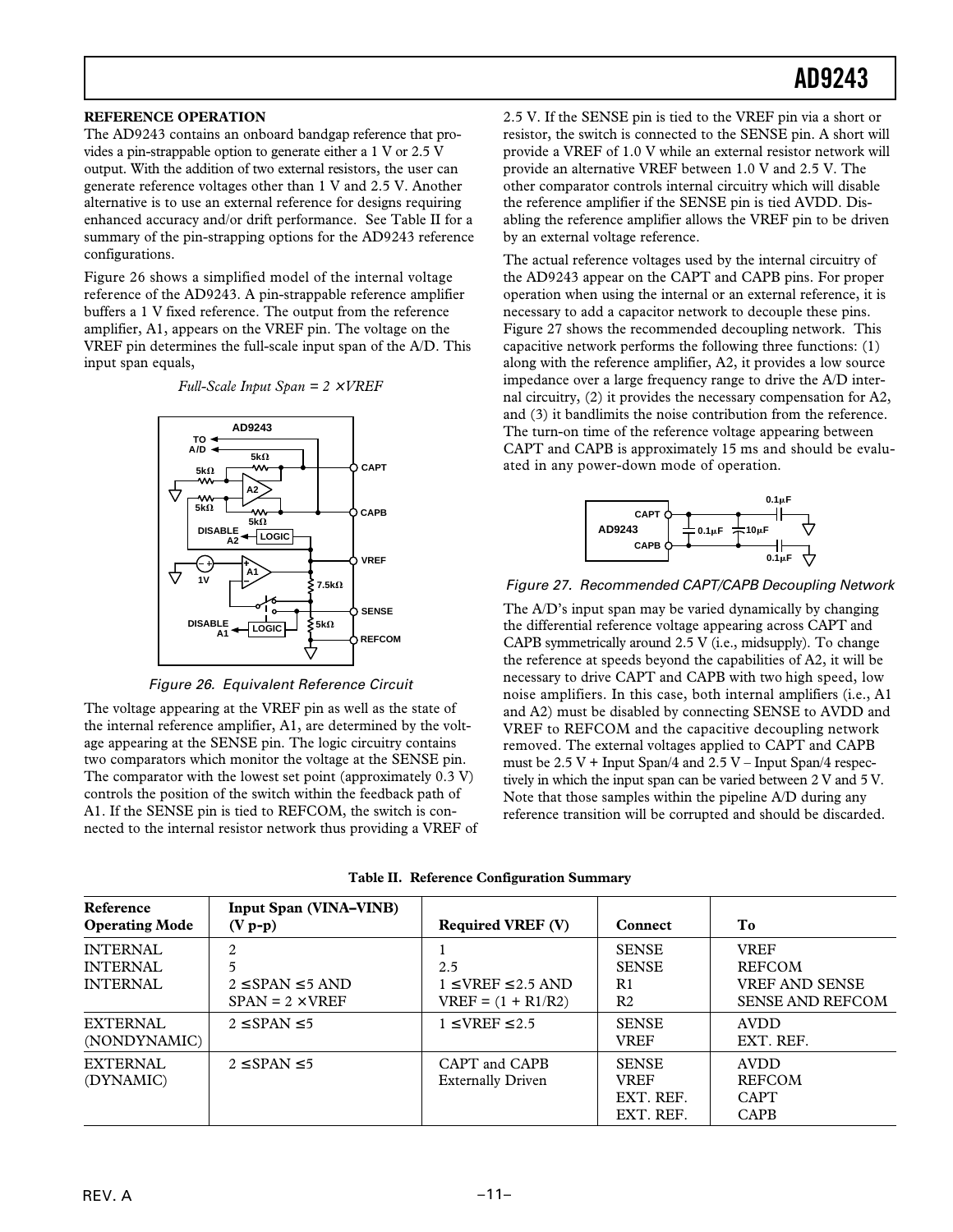## REFERENCE OPERATION

The AD9243 contains an onboard bandgap reference that provides a pin-strappable option to generate either a 1 V or 2.5 V output. With the addition of two external resistors, the user can generate reference voltages other than 1 V and 2.5 V. Another alternative is to use an external reference for designs requiring enhanced accuracy and/or drift performance. See Table II for a summary of the pin-strapping options for the AD9243 reference configurations.

Figure 26 shows a simplified model of the internal voltage reference of the AD9243. A pin-strappable reference amplifier buffers a 1 V fixed reference. The output from the reference amplifier, A1, appears on the VREF pin. The voltage on the VREF pin determines the full-scale input span of the A/D. This input span equals,

$$Full\text{-}Scale\ Input\ Span = 2 \times VREF$$

Figure 26. Equivalent Reference Circuit

The voltage appearing at the VREF pin as well as the state of the internal reference amplifier, A1, are determined by the voltage appearing at the SENSE pin. The logic circuitry contains two comparators which monitor the voltage at the SENSE pin. The comparator with the lowest set point (approximately 0.3 V) controls the position of the switch within the feedback path of A1. If the SENSE pin is tied to REFCOM, the switch is connected to the internal resistor network thus providing a VREF of 2.5 V. If the SENSE pin is tied to the VREF pin via a short or resistor, the switch is connected to the SENSE pin. A short will provide a VREF of 1.0 V while an external resistor network will provide an alternative VREF between 1.0 V and 2.5 V. The other comparator controls internal circuitry which will disable the reference amplifier if the SENSE pin is tied AVDD. Disabling the reference amplifier allows the VREF pin to be driven by an external voltage reference.

The actual reference voltages used by the internal circuitry of the AD9243 appear on the CAPT and CAPB pins. For proper operation when using the internal or an external reference, it is necessary to add a capacitor network to decouple these pins. Figure 27 shows the recommended decoupling network. This capacitive network performs the following three functions: (1) along with the reference amplifier, A2, it provides a low source impedance over a large frequency range to drive the A/D internal circuitry, (2) it provides the necessary compensation for A2, and (3) it bandlimits the noise contribution from the reference. The turn-on time of the reference voltage appearing between CAPT and CAPB is approximately 15 ms and should be evaluated in any power-down mode of operation.

Figure 27. Recommended CAPT/CAPB Decoupling Network

The A/D's input span may be varied dynamically by changing the differential reference voltage appearing across CAPT and CAPB symmetrically around 2.5 V (i.e., midsupply). To change the reference at speeds beyond the capabilities of A2, it will be necessary to drive CAPT and CAPB with two high speed, low noise amplifiers. In this case, both internal amplifiers (i.e., A1 and A2) must be disabled by connecting SENSE to AVDD and VREF to REFCOM and the capacitive decoupling network removed. The external voltages applied to CAPT and CAPB must be 2.5 V + Input Span/4 and 2.5 V – Input Span/4 respectively in which the input span can be varied between 2 V and 5 V. Note that those samples within the pipeline A/D during any reference transition will be corrupted and should be discarded.

**Table II. Reference Configuration Summary**

| Reference Operating Mode | Input Span (VINA–VINB) (V p-p) | Required VREF (V) | Connect | To |
|---|---|---|---|---|
| INTERNAL | 2 | 1 | SENSE | VREF |
| INTERNAL | 5 | 2.5 | SENSE | REFCOM |
| INTERNAL | $2 \leq SPAN \leq 5$ AND | $1 \leq VREF \leq 2.5$ AND | R1 | VREF AND SENSE |
| | $SPAN = 2 \times VREF$ | $VREF = (1 + R1/R2)$ | R2 | SENSE AND REFCOM |
| EXTERNAL (NONDYNAMIC) | $2 \leq SPAN \leq 5$ | $1 \leq VREF \leq 2.5$ | SENSE | AVDD |
| | | | VREF | EXT. REF. |
| EXTERNAL (DYNAMIC) | $2 \leq SPAN \leq 5$ | CAPT and CAPB Externally Driven | SENSE | AVDD |
| | | | VREF | REFCOM |
| | | | EXT. REF. | CAPT |
| | | | EXT. REF. | CAPB |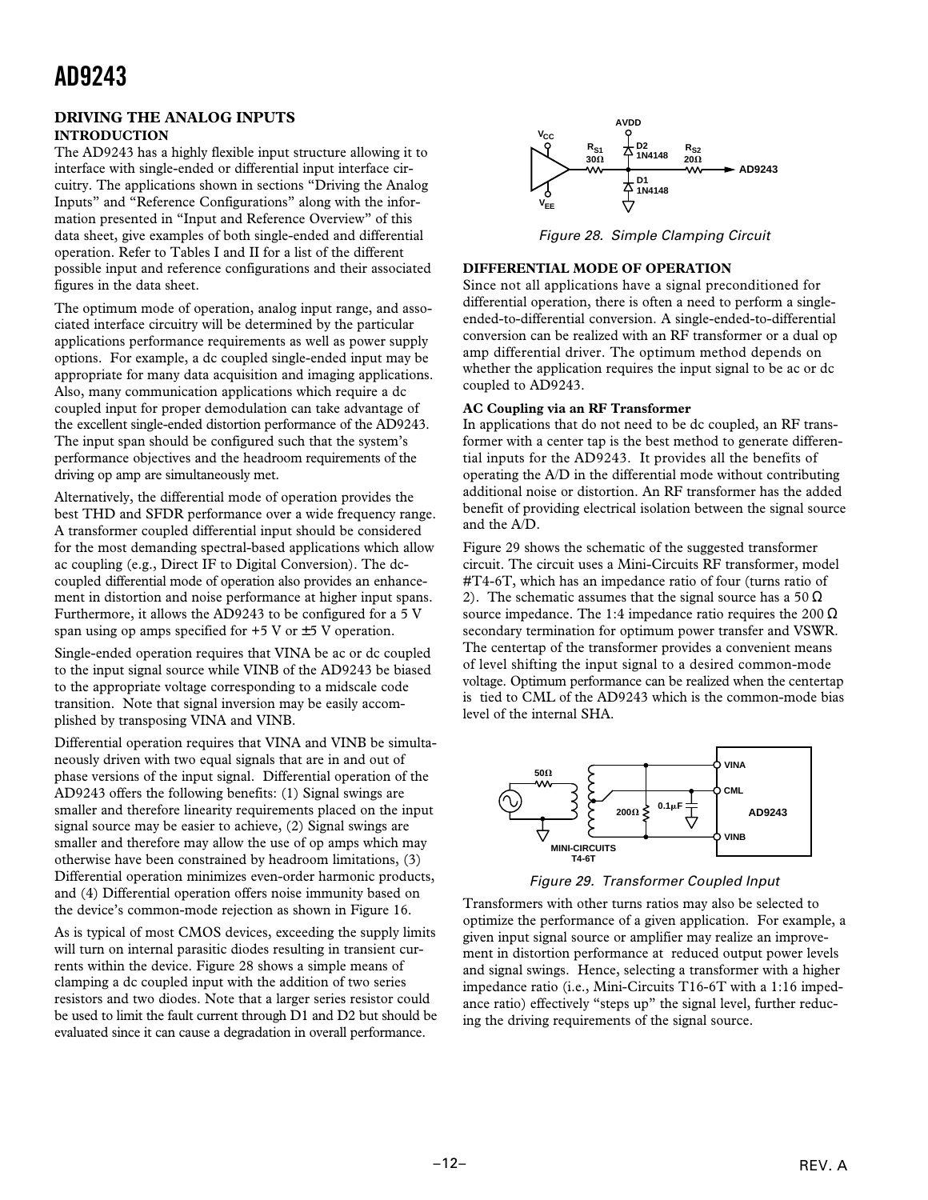## DRIVING THE ANALOG INPUTS

### INTRODUCTION

The AD9243 has a highly flexible input structure allowing it to interface with single-ended or differential input interface circuitry. The applications shown in sections "Driving the Analog Inputs" and "Reference Configurations" along with the information presented in "Input and Reference Overview" of this data sheet, give examples of both single-ended and differential operation. Refer to Tables I and II for a list of the different possible input and reference configurations and their associated figures in the data sheet.

The optimum mode of operation, analog input range, and associated interface circuitry will be determined by the particular applications performance requirements as well as power supply options. For example, a dc coupled single-ended input may be appropriate for many data acquisition and imaging applications. Also, many communication applications which require a dc coupled input for proper demodulation can take advantage of the excellent single-ended distortion performance of the AD9243. The input span should be configured such that the system's performance objectives and the headroom requirements of the driving op amp are simultaneously met.

Alternatively, the differential mode of operation provides the best THD and SFDR performance over a wide frequency range. A transformer coupled differential input should be considered for the most demanding spectral-based applications which allow ac coupling (e.g., Direct IF to Digital Conversion). The dc-coupled differential mode of operation also provides an enhancement in distortion and noise performance at higher input spans. Furthermore, it allows the AD9243 to be configured for a 5 V span using op amps specified for +5 V or ±5 V operation.

Single-ended operation requires that VINA be ac or dc coupled to the input signal source while VINB of the AD9243 be biased to the appropriate voltage corresponding to a midscale code transition. Note that signal inversion may be easily accomplished by transposing VINA and VINB.

Differential operation requires that VINA and VINB be simultaneously driven with two equal signals that are in and out of phase versions of the input signal. Differential operation of the AD9243 offers the following benefits: (1) Signal swings are smaller and therefore linearity requirements placed on the input signal source may be easier to achieve, (2) Signal swings are smaller and therefore may allow the use of op amps which may otherwise have been constrained by headroom limitations, (3) Differential operation minimizes even-order harmonic products, and (4) Differential operation offers noise immunity based on the device's common-mode rejection as shown in Figure 16.

As is typical of most CMOS devices, exceeding the supply limits will turn on internal parasitic diodes resulting in transient currents within the device. Figure 28 shows a simple means of clamping a dc coupled input with the addition of two series resistors and two diodes. Note that a larger series resistor could be used to limit the fault current through D1 and D2 but should be evaluated since it can cause a degradation in overall performance.

*Figure 28. Simple Clamping Circuit*

### DIFFERENTIAL MODE OF OPERATION

Since not all applications have a signal preconditioned for differential operation, there is often a need to perform a single-ended-to-differential conversion. A single-ended-to-differential conversion can be realized with an RF transformer or a dual op amp differential driver. The optimum method depends on whether the application requires the input signal to be ac or dc coupled to AD9243.

**AC Coupling via an RF Transformer**

In applications that do not need to be dc coupled, an RF transformer with a center tap is the best method to generate differential inputs for the AD9243. It provides all the benefits of operating the A/D in the differential mode without contributing additional noise or distortion. An RF transformer has the added benefit of providing electrical isolation between the signal source and the A/D.

Figure 29 shows the schematic of the suggested transformer circuit. The circuit uses a Mini-Circuits RF transformer, model #T4-6T, which has an impedance ratio of four (turns ratio of 2). The schematic assumes that the signal source has a 50 Ω source impedance. The 1:4 impedance ratio requires the 200 Ω secondary termination for optimum power transfer and VSWR. The centertap of the transformer provides a convenient means of level shifting the input signal to a desired common-mode voltage. Optimum performance can be realized when the centertap is tied to CML of the AD9243 which is the common-mode bias level of the internal SHA.

*Figure 29. Transformer Coupled Input*

Transformers with other turns ratios may also be selected to optimize the performance of a given application. For example, a given input signal source or amplifier may realize an improvement in distortion performance at reduced output power levels and signal swings. Hence, selecting a transformer with a higher impedance ratio (i.e., Mini-Circuits T16-6T with a 1:16 impedance ratio) effectively "steps up" the signal level, further reducing the driving requirements of the signal source.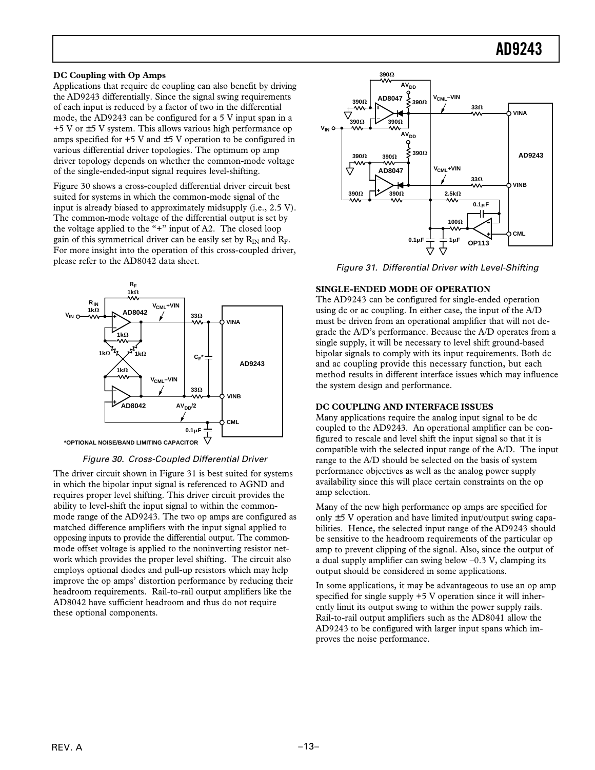**DC Coupling with Op Amps**

Applications that require dc coupling can also benefit by driving the AD9243 differentially. Since the signal swing requirements of each input is reduced by a factor of two in the differential mode, the AD9243 can be configured for a 5 V input span in a +5 V or ±5 V system. This allows various high performance op amps specified for +5 V and ±5 V operation to be configured in various differential driver topologies. The optimum op amp driver topology depends on whether the common-mode voltage of the single-ended-input signal requires level-shifting.

Figure 30 shows a cross-coupled differential driver circuit best suited for systems in which the common-mode signal of the input is already biased to approximately midsupply (i.e., 2.5 V). The common-mode voltage of the differential output is set by the voltage applied to the "+" input of A2. The closed loop gain of this symmetrical driver can be easily set by $R_{IN}$ and $R_F$. For more insight into the operation of this cross-coupled driver, please refer to the AD8042 data sheet.

*OPTIONAL NOISE/BAND LIMITING CAPACITOR

*Figure 30. Cross-Coupled Differential Driver*

The driver circuit shown in Figure 31 is best suited for systems in which the bipolar input signal is referenced to AGND and requires proper level shifting. This driver circuit provides the ability to level-shift the input signal to within the common-mode range of the AD9243. The two op amps are configured as matched difference amplifiers with the input signal applied to opposing inputs to provide the differential output. The common-mode offset voltage is applied to the noninverting resistor network which provides the proper level shifting. The circuit also employs optional diodes and pull-up resistors which may help improve the op amps' distortion performance by reducing their headroom requirements. Rail-to-rail output amplifiers like the AD8042 have sufficient headroom and thus do not require these optional components.

*Figure 31. Differential Driver with Level-Shifting*

## SINGLE-ENDED MODE OF OPERATION

The AD9243 can be configured for single-ended operation using dc or ac coupling. In either case, the input of the A/D must be driven from an operational amplifier that will not degrade the A/D's performance. Because the A/D operates from a single supply, it will be necessary to level shift ground-based bipolar signals to comply with its input requirements. Both dc and ac coupling provide this necessary function, but each method results in different interface issues which may influence the system design and performance.

## DC COUPLING AND INTERFACE ISSUES

Many applications require the analog input signal to be dc coupled to the AD9243. An operational amplifier can be configured to rescale and level shift the input signal so that it is compatible with the selected input range of the A/D. The input range to the A/D should be selected on the basis of system performance objectives as well as the analog power supply availability since this will place certain constraints on the op amp selection.

Many of the new high performance op amps are specified for only ±5 V operation and have limited input/output swing capabilities. Hence, the selected input range of the AD9243 should be sensitive to the headroom requirements of the particular op amp to prevent clipping of the signal. Also, since the output of a dual supply amplifier can swing below –0.3 V, clamping its output should be considered in some applications.

In some applications, it may be advantageous to use an op amp specified for single supply +5 V operation since it will inherently limit its output swing to within the power supply rails. Rail-to-rail output amplifiers such as the AD8041 allow the AD9243 to be configured with larger input spans which improves the noise performance.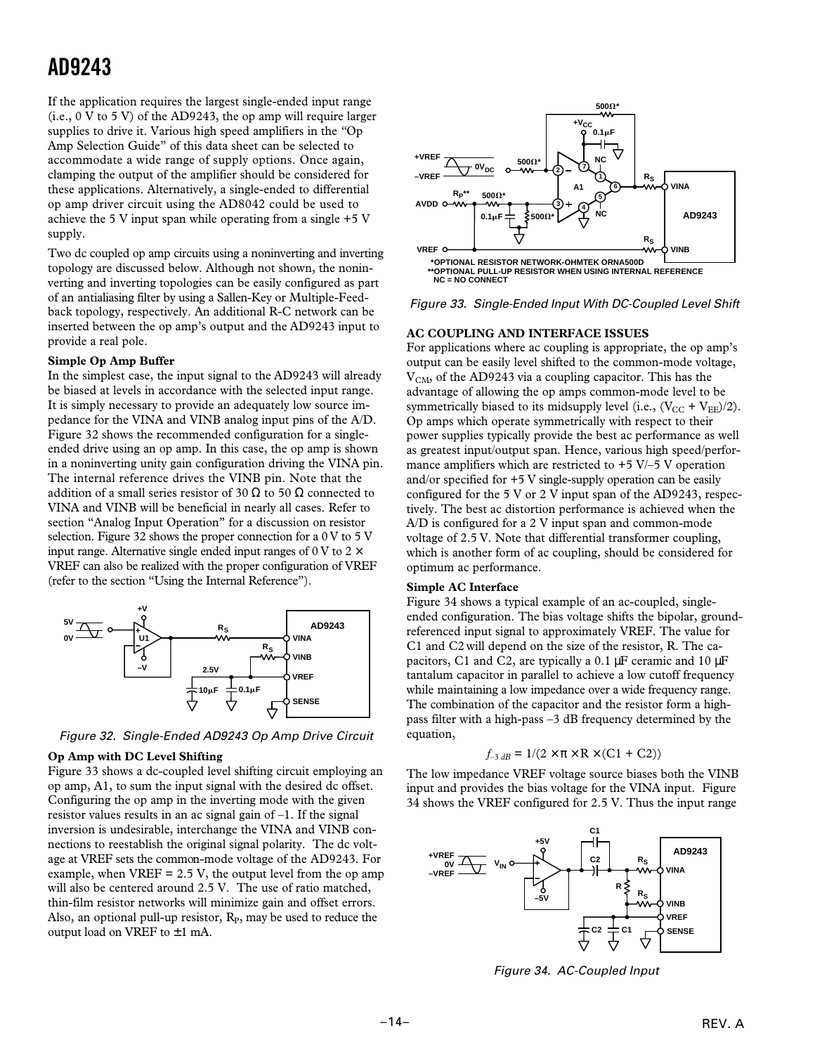If the application requires the largest single-ended input range (i.e., 0 V to 5 V) of the AD9243, the op amp will require larger supplies to drive it. Various high speed amplifiers in the "Op Amp Selection Guide" of this data sheet can be selected to accommodate a wide range of supply options. Once again, clamping the output of the amplifier should be considered for these applications. Alternatively, a single-ended to differential op amp driver circuit using the AD8042 could be used to achieve the 5 V input span while operating from a single +5 V supply.

Two dc coupled op amp circuits using a noninverting and inverting topology are discussed below. Although not shown, the noninverting and inverting topologies can be easily configured as part of an antialiasing filter by using a Sallen-Key or Multiple-Feedback topology, respectively. An additional R-C network can be inserted between the op amp's output and the AD9243 input to provide a real pole.

**Simple Op Amp Buffer**

In the simplest case, the input signal to the AD9243 will already be biased at levels in accordance with the selected input range. It is simply necessary to provide an adequately low source impedance for the VINA and VINB analog input pins of the A/D. Figure 32 shows the recommended configuration for a single-ended drive using an op amp. In this case, the op amp is shown in a noninverting unity gain configuration driving the VINA pin. The internal reference drives the VINB pin. Note that the addition of a small series resistor of 30 Ω to 50 Ω connected to VINA and VINB will be beneficial in nearly all cases. Refer to section "Analog Input Operation" for a discussion on resistor selection. Figure 32 shows the proper connection for a 0 V to 5 V input range. Alternative single ended input ranges of 0 V to 2 × VREF can also be realized with the proper configuration of VREF (refer to the section "Using the Internal Reference").

*Figure 32. Single-Ended AD9243 Op Amp Drive Circuit*

**Op Amp with DC Level Shifting**

Figure 33 shows a dc-coupled level shifting circuit employing an op amp, A1, to sum the input signal with the desired dc offset. Configuring the op amp in the inverting mode with the given resistor values results in an ac signal gain of –1. If the signal inversion is undesirable, interchange the VINA and VINB connections to reestablish the original signal polarity. The dc voltage at VREF sets the common-mode voltage of the AD9243. For example, when VREF = 2.5 V, the output level from the op amp will also be centered around 2.5 V. The use of ratio matched, thin-film resistor networks will minimize gain and offset errors. Also, an optional pull-up resistor, $R_P$, may be used to reduce the output load on VREF to ±1 mA.

*OPTIONAL RESISTOR NETWORK-OHMTEK ORNA500D
**OPTIONAL PULL-UP RESISTOR WHEN USING INTERNAL REFERENCE
NC = NO CONNECT

*Figure 33. Single-Ended Input With DC-Coupled Level Shift*

**AC COUPLING AND INTERFACE ISSUES**

For applications where ac coupling is appropriate, the op amp's output can be easily level shifted to the common-mode voltage, $V_{CM}$, of the AD9243 via a coupling capacitor. This has the advantage of allowing the op amps common-mode level to be symmetrically biased to its midsupply level (i.e., $(V_{CC} + V_{EE})/2$). Op amps which operate symmetrically with respect to their power supplies typically provide the best ac performance as well as greatest input/output span. Hence, various high speed/performance amplifiers which are restricted to +5 V/–5 V operation and/or specified for +5 V single-supply operation can be easily configured for the 5 V or 2 V input span of the AD9243, respectively. The best ac distortion performance is achieved when the A/D is configured for a 2 V input span and common-mode voltage of 2.5 V. Note that differential transformer coupling, which is another form of ac coupling, should be considered for optimum ac performance.

**Simple AC Interface**

Figure 34 shows a typical example of an ac-coupled, single-ended configuration. The bias voltage shifts the bipolar, ground-referenced input signal to approximately VREF. The value for C1 and C2 will depend on the size of the resistor, R. The capacitors, C1 and C2, are typically a 0.1 µF ceramic and 10 µF tantalum capacitor in parallel to achieve a low cutoff frequency while maintaining a low impedance over a wide frequency range. The combination of the capacitor and the resistor form a high-pass filter with a high-pass –3 dB frequency determined by the equation,

$$f_{-3\ dB} = 1/(2 \times \pi \times R \times (C1 + C2))$$

The low impedance VREF voltage source biases both the VINB input and provides the bias voltage for the VINA input. Figure 34 shows the VREF configured for 2.5 V. Thus the input range

*Figure 34. AC-Coupled Input*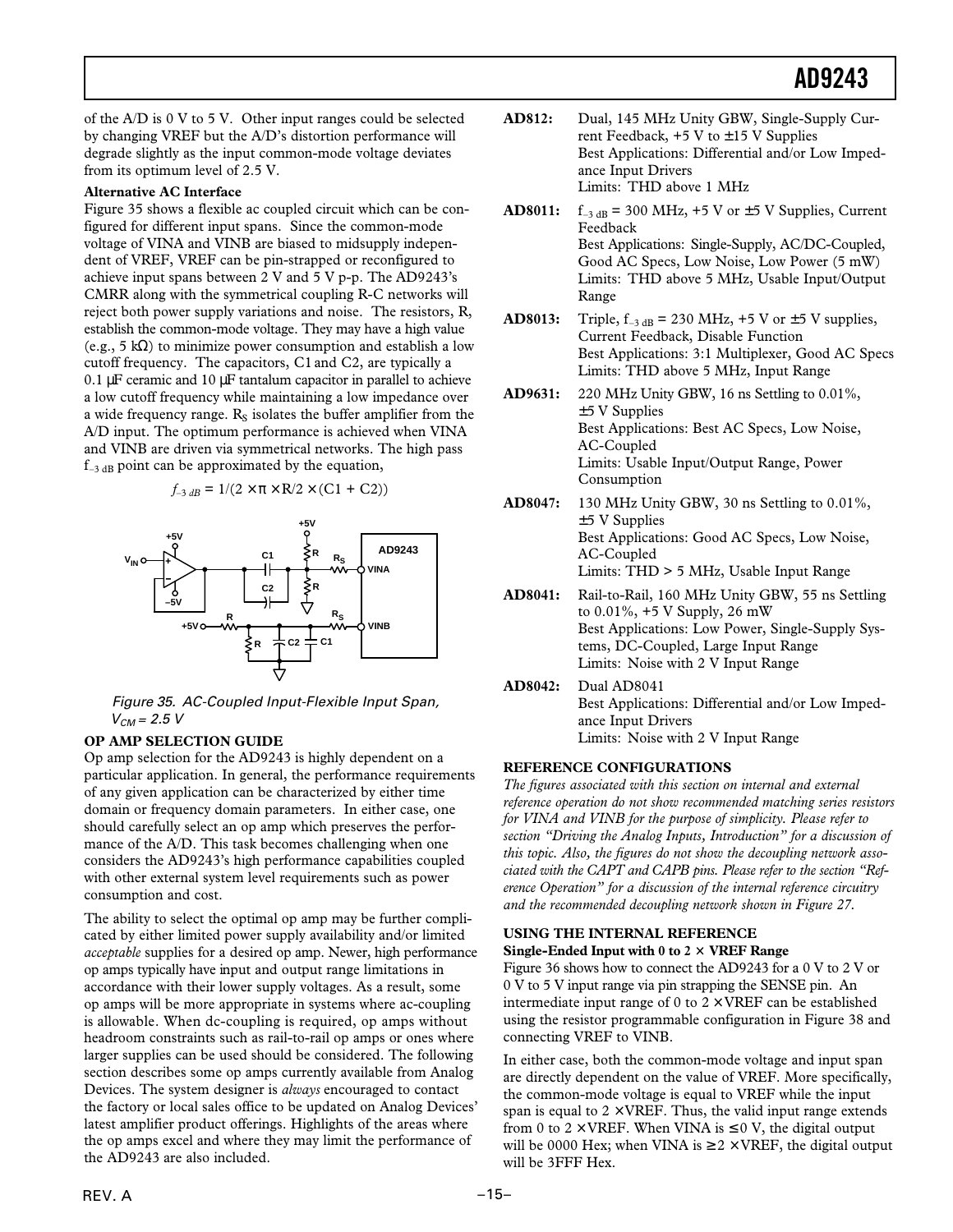of the A/D is 0 V to 5 V. Other input ranges could be selected by changing VREF but the A/D's distortion performance will degrade slightly as the input common-mode voltage deviates from its optimum level of 2.5 V.

**Alternative AC Interface**

Figure 35 shows a flexible ac coupled circuit which can be configured for different input spans. Since the common-mode voltage of VINA and VINB are biased to midsupply independent of VREF, VREF can be pin-strapped or reconfigured to achieve input spans between 2 V and 5 V p-p. The AD9243's CMRR along with the symmetrical coupling R-C networks will reject both power supply variations and noise. The resistors, R, establish the common-mode voltage. They may have a high value (e.g., 5 kΩ) to minimize power consumption and establish a low cutoff frequency. The capacitors, C1 and C2, are typically a 0.1 µF ceramic and 10 µF tantalum capacitor in parallel to achieve a low cutoff frequency while maintaining a low impedance over a wide frequency range. $R_S$ isolates the buffer amplifier from the A/D input. The optimum performance is achieved when VINA and VINB are driven via symmetrical networks. The high pass $f_{-3\ dB}$ point can be approximated by the equation,

$$f_{-3\ dB} = 1/(2 \times \pi \times R/2 \times (C1 + C2))$$

Figure 35. AC-Coupled Input-Flexible Input Span, $V_{CM}$ = 2.5 V

**OP AMP SELECTION GUIDE**

Op amp selection for the AD9243 is highly dependent on a particular application. In general, the performance requirements of any given application can be characterized by either time domain or frequency domain parameters. In either case, one should carefully select an op amp which preserves the performance of the A/D. This task becomes challenging when one considers the AD9243's high performance capabilities coupled with other external system level requirements such as power consumption and cost.

The ability to select the optimal op amp may be further complicated by either limited power supply availability and/or limited *acceptable* supplies for a desired op amp. Newer, high performance op amps typically have input and output range limitations in accordance with their lower supply voltages. As a result, some op amps will be more appropriate in systems where ac-coupling is allowable. When dc-coupling is required, op amps without headroom constraints such as rail-to-rail op amps or ones where larger supplies can be used should be considered. The following section describes some op amps currently available from Analog Devices. The system designer is *always* encouraged to contact the factory or local sales office to be updated on Analog Devices' latest amplifier product offerings. Highlights of the areas where the op amps excel and where they may limit the performance of the AD9243 are also included.

**AD812:** Dual, 145 MHz Unity GBW, Single-Supply Current Feedback, +5 V to ±15 V Supplies
Best Applications: Differential and/or Low Impedance Input Drivers
Limits: THD above 1 MHz

**AD8011:** $f_{-3\ dB}$ = 300 MHz, +5 V or ±5 V Supplies, Current Feedback
Best Applications: Single-Supply, AC/DC-Coupled, Good AC Specs, Low Noise, Low Power (5 mW)
Limits: THD above 5 MHz, Usable Input/Output Range

**AD8013:** Triple, $f_{-3\ dB}$ = 230 MHz, +5 V or ±5 V supplies, Current Feedback, Disable Function
Best Applications: 3:1 Multiplexer, Good AC Specs
Limits: THD above 5 MHz, Input Range

**AD9631:** 220 MHz Unity GBW, 16 ns Settling to 0.01%, ±5 V Supplies
Best Applications: Best AC Specs, Low Noise, AC-Coupled
Limits: Usable Input/Output Range, Power Consumption

**AD8047:** 130 MHz Unity GBW, 30 ns Settling to 0.01%, ±5 V Supplies
Best Applications: Good AC Specs, Low Noise, AC-Coupled
Limits: THD > 5 MHz, Usable Input Range

**AD8041:** Rail-to-Rail, 160 MHz Unity GBW, 55 ns Settling to 0.01%, +5 V Supply, 26 mW
Best Applications: Low Power, Single-Supply Systems, DC-Coupled, Large Input Range
Limits: Noise with 2 V Input Range

**AD8042:** Dual AD8041
Best Applications: Differential and/or Low Impedance Input Drivers
Limits: Noise with 2 V Input Range

**REFERENCE CONFIGURATIONS**

*The figures associated with this section on internal and external reference operation do not show recommended matching series resistors for VINA and VINB for the purpose of simplicity. Please refer to section "Driving the Analog Inputs, Introduction" for a discussion of this topic. Also, the figures do not show the decoupling network associated with the CAPT and CAPB pins. Please refer to the section "Reference Operation" for a discussion of the internal reference circuitry and the recommended decoupling network shown in Figure 27.*

**USING THE INTERNAL REFERENCE**

**Single-Ended Input with 0 to 2 × VREF Range**

Figure 36 shows how to connect the AD9243 for a 0 V to 2 V or 0 V to 5 V input range via pin strapping the SENSE pin. An intermediate input range of 0 to 2 × VREF can be established using the resistor programmable configuration in Figure 38 and connecting VREF to VINB.

In either case, both the common-mode voltage and input span are directly dependent on the value of VREF. More specifically, the common-mode voltage is equal to VREF while the input span is equal to 2 × VREF. Thus, the valid input range extends from 0 to 2 × VREF. When VINA is ≤ 0 V, the digital output will be 0000 Hex; when VINA is ≥ 2 × VREF, the digital output will be 3FFF Hex.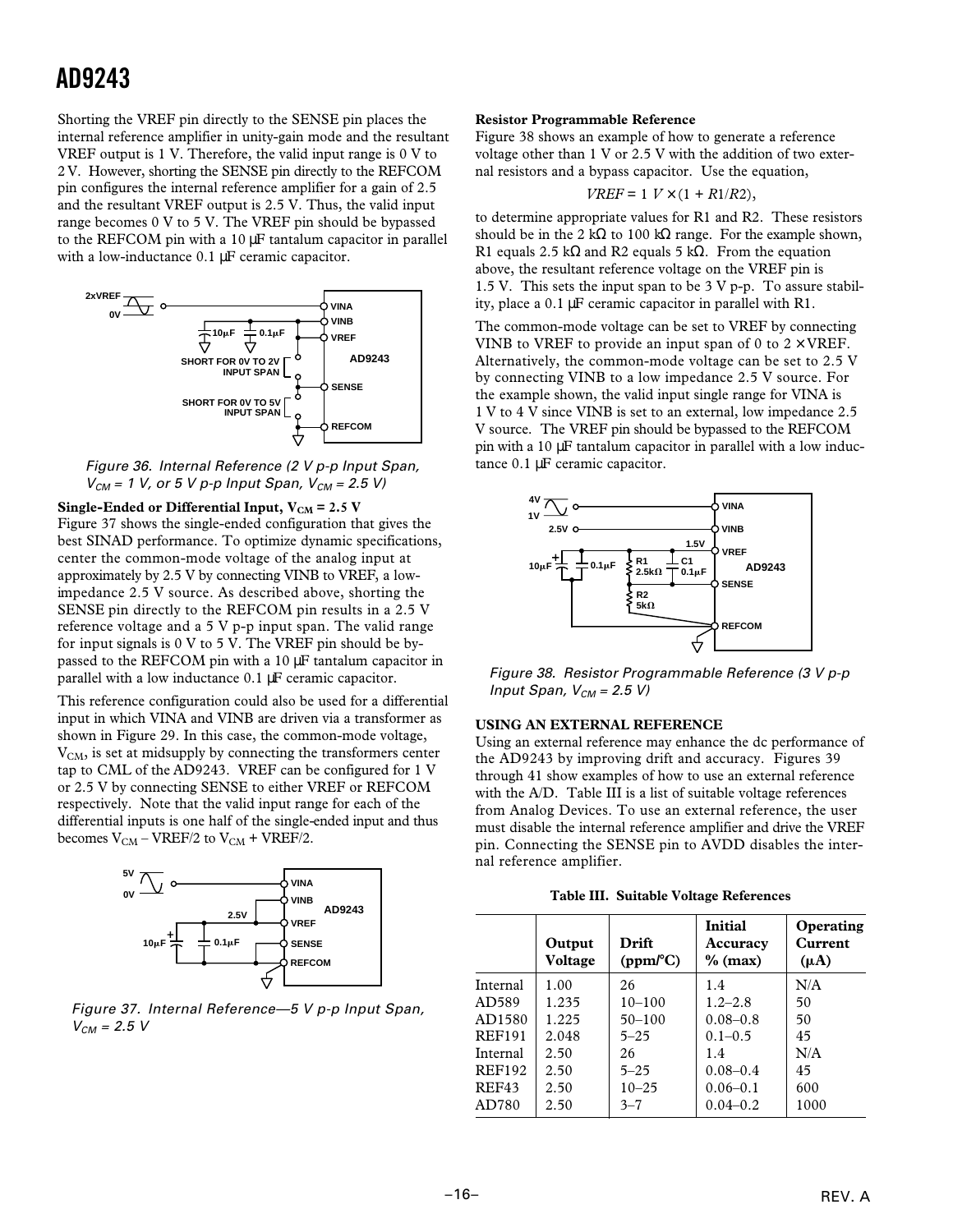Shorting the VREF pin directly to the SENSE pin places the internal reference amplifier in unity-gain mode and the resultant VREF output is 1 V. Therefore, the valid input range is 0 V to 2 V. However, shorting the SENSE pin directly to the REFCOM pin configures the internal reference amplifier for a gain of 2.5 and the resultant VREF output is 2.5 V. Thus, the valid input range becomes 0 V to 5 V. The VREF pin should be bypassed to the REFCOM pin with a 10 µF tantalum capacitor in parallel with a low-inductance 0.1 µF ceramic capacitor.

*Figure 36. Internal Reference (2 V p-p Input Span, $V_{CM}$ = 1 V, or 5 V p-p Input Span, $V_{CM}$ = 2.5 V)*

**Single-Ended or Differential Input, $V_{CM}$ = 2.5 V**

Figure 37 shows the single-ended configuration that gives the best SINAD performance. To optimize dynamic specifications, center the common-mode voltage of the analog input at approximately by 2.5 V by connecting VINB to VREF, a low-impedance 2.5 V source. As described above, shorting the SENSE pin directly to the REFCOM pin results in a 2.5 V reference voltage and a 5 V p-p input span. The valid range for input signals is 0 V to 5 V. The VREF pin should be bypassed to the REFCOM pin with a 10 µF tantalum capacitor in parallel with a low inductance 0.1 µF ceramic capacitor.

This reference configuration could also be used for a differential input in which VINA and VINB are driven via a transformer as shown in Figure 29. In this case, the common-mode voltage, $V_{CM}$, is set at midsupply by connecting the transformers center tap to CML of the AD9243. VREF can be configured for 1 V or 2.5 V by connecting SENSE to either VREF or REFCOM respectively. Note that the valid input range for each of the differential inputs is one half of the single-ended input and thus becomes $V_{CM}$ – VREF/2 to $V_{CM}$ + VREF/2.

*Figure 37. Internal Reference—5 V p-p Input Span, $V_{CM}$ = 2.5 V*

**Resistor Programmable Reference**

Figure 38 shows an example of how to generate a reference voltage other than 1 V or 2.5 V with the addition of two external resistors and a bypass capacitor. Use the equation,

$$VREF = 1\ V \times (1 + R1/R2),$$

to determine appropriate values for R1 and R2. These resistors should be in the 2 kΩ to 100 kΩ range. For the example shown, R1 equals 2.5 kΩ and R2 equals 5 kΩ. From the equation above, the resultant reference voltage on the VREF pin is 1.5 V. This sets the input span to be 3 V p-p. To assure stability, place a 0.1 µF ceramic capacitor in parallel with R1.

The common-mode voltage can be set to VREF by connecting VINB to VREF to provide an input span of 0 to 2 × VREF. Alternatively, the common-mode voltage can be set to 2.5 V by connecting VINB to a low impedance 2.5 V source. For the example shown, the valid input single range for VINA is 1 V to 4 V since VINB is set to an external, low impedance 2.5 V source. The VREF pin should be bypassed to the REFCOM pin with a 10 µF tantalum capacitor in parallel with a low inductance 0.1 µF ceramic capacitor.

*Figure 38. Resistor Programmable Reference (3 V p-p Input Span, $V_{CM}$ = 2.5 V)*

**USING AN EXTERNAL REFERENCE**

Using an external reference may enhance the dc performance of the AD9243 by improving drift and accuracy. Figures 39 through 41 show examples of how to use an external reference with the A/D. Table III is a list of suitable voltage references from Analog Devices. To use an external reference, the user must disable the internal reference amplifier and drive the VREF pin. Connecting the SENSE pin to AVDD disables the internal reference amplifier.

**Table III. Suitable Voltage References**

| | Output Voltage | Drift (ppm/°C) | Initial Accuracy % (max) | Operating Current (µA) |
|---|---|---|---|---|
| Internal | 1.00 | 26 | 1.4 | N/A |
| AD589 | 1.235 | 10–100 | 1.2–2.8 | 50 |
| AD1580 | 1.225 | 50–100 | 0.08–0.8 | 50 |
| REF191 | 2.048 | 5–25 | 0.1–0.5 | 45 |
| Internal | 2.50 | 26 | 1.4 | N/A |
| REF192 | 2.50 | 5–25 | 0.08–0.4 | 45 |
| REF43 | 2.50 | 10–25 | 0.06–0.1 | 600 |
| AD780 | 2.50 | 3–7 | 0.04–0.2 | 1000 |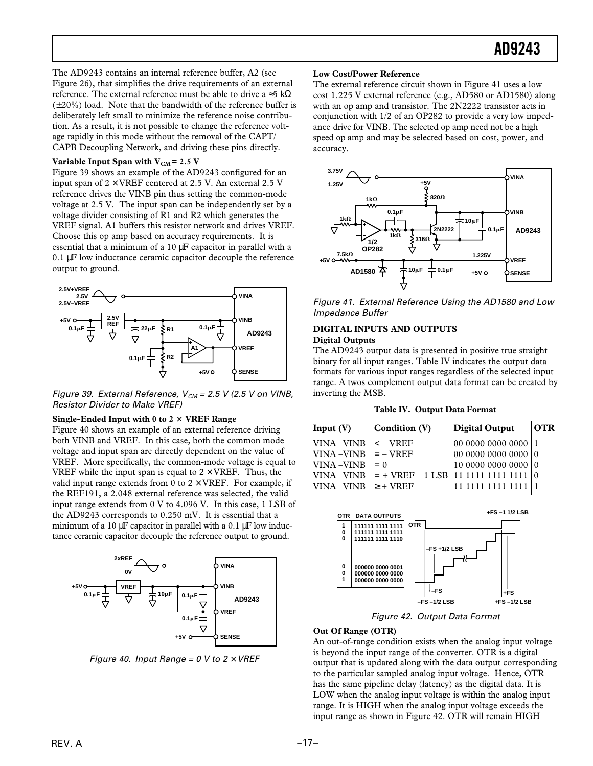The AD9243 contains an internal reference buffer, A2 (see Figure 26), that simplifies the drive requirements of an external reference. The external reference must be able to drive a ≈5 kΩ (±20%) load. Note that the bandwidth of the reference buffer is deliberately left small to minimize the reference noise contribution. As a result, it is not possible to change the reference voltage rapidly in this mode without the removal of the CAPT/CAPB Decoupling Network, and driving these pins directly.

**Variable Input Span with $V_{CM}$ = 2.5 V**

Figure 39 shows an example of the AD9243 configured for an input span of 2 × VREF centered at 2.5 V. An external 2.5 V reference drives the VINB pin thus setting the common-mode voltage at 2.5 V. The input span can be independently set by a voltage divider consisting of R1 and R2 which generates the VREF signal. A1 buffers this resistor network and drives VREF. Choose this op amp based on accuracy requirements. It is essential that a minimum of a 10 µF capacitor in parallel with a 0.1 µF low inductance ceramic capacitor decouple the reference output to ground.

*Figure 39. External Reference, $V_{CM}$ = 2.5 V (2.5 V on VINB, Resistor Divider to Make VREF)*

**Single-Ended Input with 0 to 2 × VREF Range**

Figure 40 shows an example of an external reference driving both VINB and VREF. In this case, both the common mode voltage and input span are directly dependent on the value of VREF. More specifically, the common-mode voltage is equal to VREF while the input span is equal to 2 × VREF. Thus, the valid input range extends from 0 to 2 × VREF. For example, if the REF191, a 2.048 external reference was selected, the valid input range extends from 0 V to 4.096 V. In this case, 1 LSB of the AD9243 corresponds to 0.250 mV. It is essential that a minimum of a 10 µF capacitor in parallel with a 0.1 µF low inductance ceramic capacitor decouple the reference output to ground.

*Figure 40. Input Range = 0 V to 2 × VREF*

**Low Cost/Power Reference**

The external reference circuit shown in Figure 41 uses a low cost 1.225 V external reference (e.g., AD580 or AD1580) along with an op amp and transistor. The 2N2222 transistor acts in conjunction with 1/2 of an OP282 to provide a very low impedance drive for VINB. The selected op amp need not be a high speed op amp and may be selected based on cost, power, and accuracy.

*Figure 41. External Reference Using the AD1580 and Low Impedance Buffer*

## DIGITAL INPUTS AND OUTPUTS

**Digital Outputs**

The AD9243 output data is presented in positive true straight binary for all input ranges. Table IV indicates the output data formats for various input ranges regardless of the selected input range. A twos complement output data format can be created by inverting the MSB.

**Table IV. Output Data Format**

| Input (V) | Condition (V) | Digital Output | OTR |
|---|---|---|---|
| VINA –VINB | < – VREF | 00 0000 0000 0000 | 1 |
| VINA –VINB | = – VREF | 00 0000 0000 0000 | 0 |
| VINA –VINB | = 0 | 10 0000 0000 0000 | 0 |
| VINA –VINB | = + VREF – 1 LSB | 11 1111 1111 1111 | 0 |
| VINA –VINB | ≥ + VREF | 11 1111 1111 1111 | 1 |

*Figure 42. Output Data Format*

**Out Of Range (OTR)**

An out-of-range condition exists when the analog input voltage is beyond the input range of the converter. OTR is a digital output that is updated along with the data output corresponding to the particular sampled analog input voltage. Hence, OTR has the same pipeline delay (latency) as the digital data. It is LOW when the analog input voltage is within the analog input range. It is HIGH when the analog input voltage exceeds the input range as shown in Figure 42. OTR will remain HIGH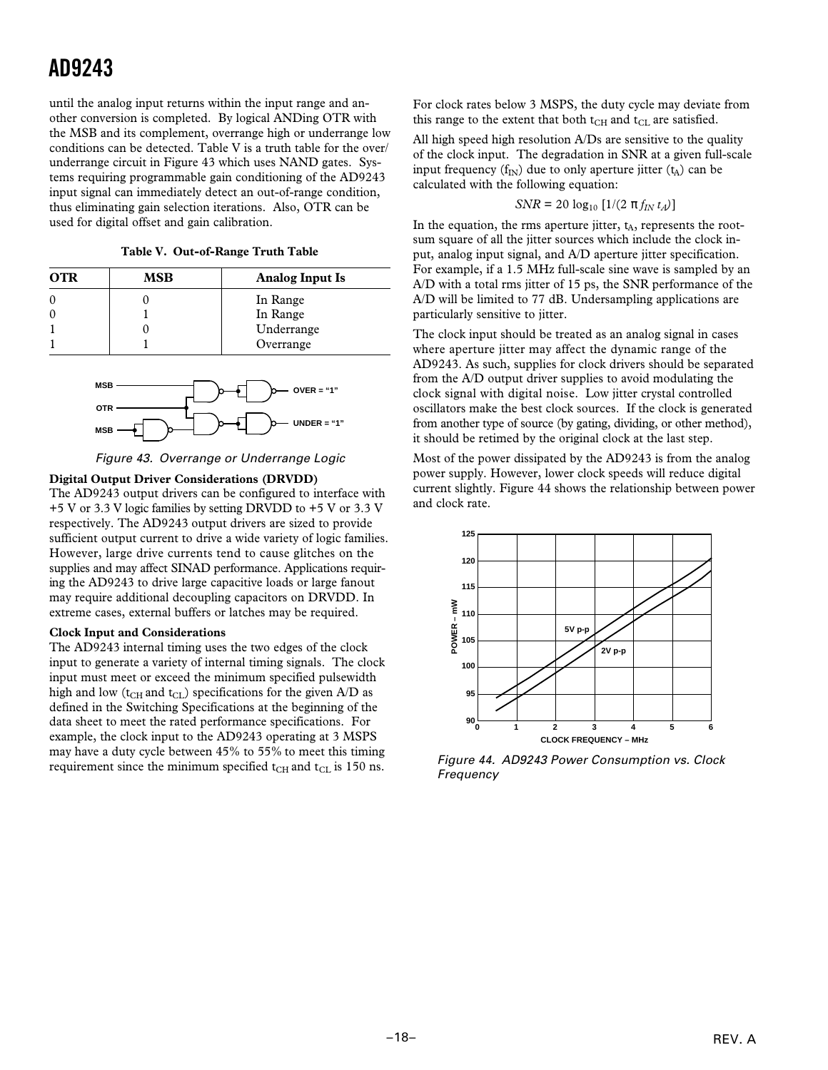until the analog input returns within the input range and another conversion is completed. By logical ANDing OTR with the MSB and its complement, overrange high or underrange low conditions can be detected. Table V is a truth table for the over/underrange circuit in Figure 43 which uses NAND gates. Systems requiring programmable gain conditioning of the AD9243 input signal can immediately detect an out-of-range condition, thus eliminating gain selection iterations. Also, OTR can be used for digital offset and gain calibration.

**Table V. Out-of-Range Truth Table**

| OTR | MSB | Analog Input Is |
|---|---|---|
| 0 | 0 | In Range |
| 0 | 1 | In Range |
| 1 | 0 | Underrange |
| 1 | 1 | Overrange |

*Figure 43. Overrange or Underrange Logic*

**Digital Output Driver Considerations (DRVDD)**

The AD9243 output drivers can be configured to interface with +5 V or 3.3 V logic families by setting DRVDD to +5 V or 3.3 V respectively. The AD9243 output drivers are sized to provide sufficient output current to drive a wide variety of logic families. However, large drive currents tend to cause glitches on the supplies and may affect SINAD performance. Applications requiring the AD9243 to drive large capacitive loads or large fanout may require additional decoupling capacitors on DRVDD. In extreme cases, external buffers or latches may be required.

**Clock Input and Considerations**

The AD9243 internal timing uses the two edges of the clock input to generate a variety of internal timing signals. The clock input must meet or exceed the minimum specified pulsewidth high and low ($t_{CH}$ and $t_{CL}$) specifications for the given A/D as defined in the Switching Specifications at the beginning of the data sheet to meet the rated performance specifications. For example, the clock input to the AD9243 operating at 3 MSPS may have a duty cycle between 45% to 55% to meet this timing requirement since the minimum specified $t_{CH}$ and $t_{CL}$ is 150 ns.

For clock rates below 3 MSPS, the duty cycle may deviate from this range to the extent that both $t_{CH}$ and $t_{CL}$ are satisfied.

All high speed high resolution A/Ds are sensitive to the quality of the clock input. The degradation in SNR at a given full-scale input frequency ($f_{IN}$) due to only aperture jitter ($t_A$) can be calculated with the following equation:

$$SNR = 20 \log_{10} [1/(2 \pi f_{IN} t_A)]$$

In the equation, the rms aperture jitter, $t_A$, represents the root-sum square of all the jitter sources which include the clock input, analog input signal, and A/D aperture jitter specification. For example, if a 1.5 MHz full-scale sine wave is sampled by an A/D with a total rms jitter of 15 ps, the SNR performance of the A/D will be limited to 77 dB. Undersampling applications are particularly sensitive to jitter.

The clock input should be treated as an analog signal in cases where aperture jitter may affect the dynamic range of the AD9243. As such, supplies for clock drivers should be separated from the A/D output driver supplies to avoid modulating the clock signal with digital noise. Low jitter crystal controlled oscillators make the best clock sources. If the clock is generated from another type of source (by gating, dividing, or other method), it should be retimed by the original clock at the last step.

Most of the power dissipated by the AD9243 is from the analog power supply. However, lower clock speeds will reduce digital current slightly. Figure 44 shows the relationship between power and clock rate.

*Figure 44. AD9243 Power Consumption vs. Clock Frequency*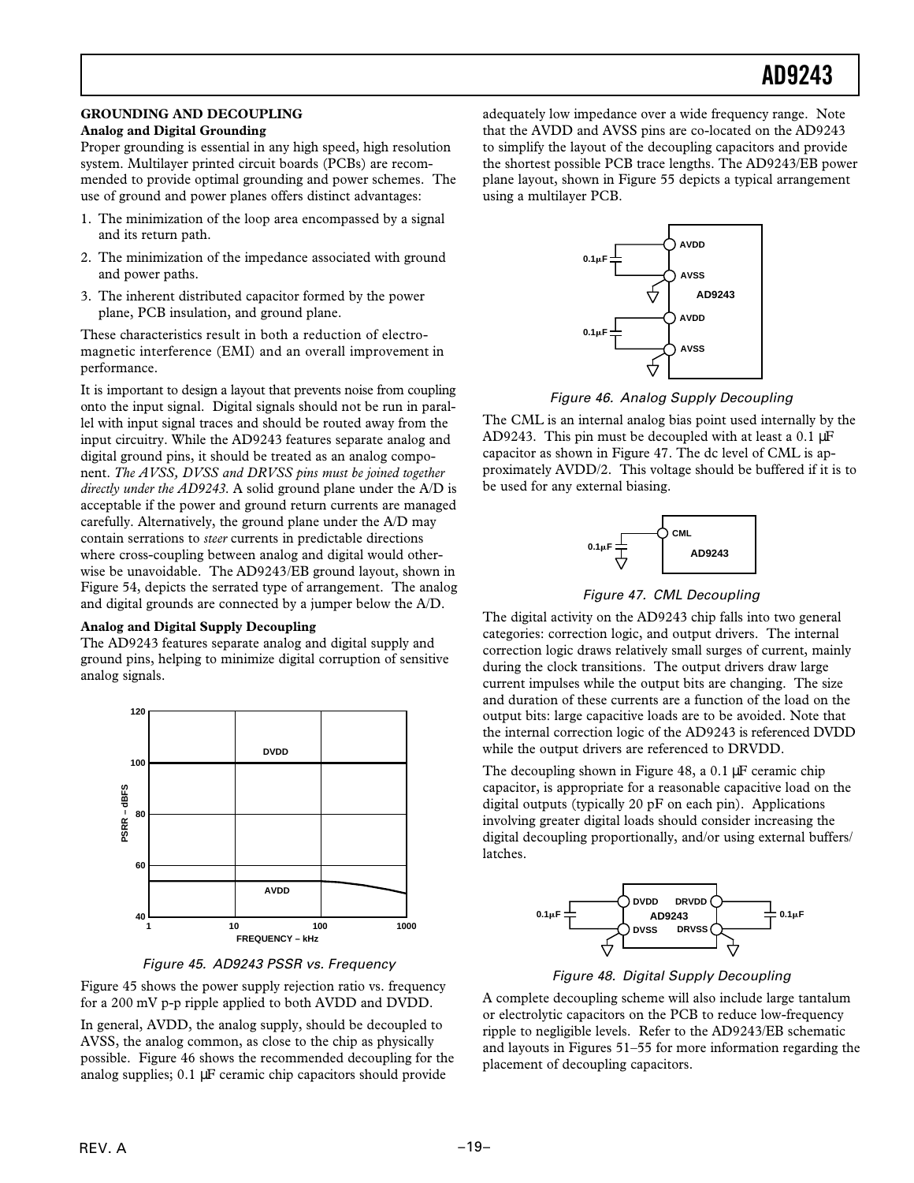## GROUNDING AND DECOUPLING

### Analog and Digital Grounding

Proper grounding is essential in any high speed, high resolution system. Multilayer printed circuit boards (PCBs) are recommended to provide optimal grounding and power schemes. The use of ground and power planes offers distinct advantages:

1. The minimization of the loop area encompassed by a signal and its return path.
2. The minimization of the impedance associated with ground and power paths.
3. The inherent distributed capacitor formed by the power plane, PCB insulation, and ground plane.

These characteristics result in both a reduction of electromagnetic interference (EMI) and an overall improvement in performance.

It is important to design a layout that prevents noise from coupling onto the input signal. Digital signals should not be run in parallel with input signal traces and should be routed away from the input circuitry. While the AD9243 features separate analog and digital ground pins, it should be treated as an analog component. *The AVSS, DVSS and DRVSS pins must be joined together directly under the AD9243.* A solid ground plane under the A/D is acceptable if the power and ground return currents are managed carefully. Alternatively, the ground plane under the A/D may contain serrations to *steer* currents in predictable directions where cross-coupling between analog and digital would otherwise be unavoidable. The AD9243/EB ground layout, shown in Figure 54, depicts the serrated type of arrangement. The analog and digital grounds are connected by a jumper below the A/D.

### Analog and Digital Supply Decoupling

The AD9243 features separate analog and digital supply and ground pins, helping to minimize digital corruption of sensitive analog signals.

Figure 45. AD9243 PSSR vs. Frequency

Figure 45 shows the power supply rejection ratio vs. frequency for a 200 mV p-p ripple applied to both AVDD and DVDD.

In general, AVDD, the analog supply, should be decoupled to AVSS, the analog common, as close to the chip as physically possible. Figure 46 shows the recommended decoupling for the analog supplies; 0.1 µF ceramic chip capacitors should provide adequately low impedance over a wide frequency range. Note that the AVDD and AVSS pins are co-located on the AD9243 to simplify the layout of the decoupling capacitors and provide the shortest possible PCB trace lengths. The AD9243/EB power plane layout, shown in Figure 55 depicts a typical arrangement using a multilayer PCB.

Figure 46. Analog Supply Decoupling

The CML is an internal analog bias point used internally by the AD9243. This pin must be decoupled with at least a 0.1 µF capacitor as shown in Figure 47. The dc level of CML is approximately AVDD/2. This voltage should be buffered if it is to be used for any external biasing.

Figure 47. CML Decoupling

The digital activity on the AD9243 chip falls into two general categories: correction logic, and output drivers. The internal correction logic draws relatively small surges of current, mainly during the clock transitions. The output drivers draw large current impulses while the output bits are changing. The size and duration of these currents are a function of the load on the output bits: large capacitive loads are to be avoided. Note that the internal correction logic of the AD9243 is referenced DVDD while the output drivers are referenced to DRVDD.

The decoupling shown in Figure 48, a 0.1 µF ceramic chip capacitor, is appropriate for a reasonable capacitive load on the digital outputs (typically 20 pF on each pin). Applications involving greater digital loads should consider increasing the digital decoupling proportionally, and/or using external buffers/latches.

Figure 48. Digital Supply Decoupling

A complete decoupling scheme will also include large tantalum or electrolytic capacitors on the PCB to reduce low-frequency ripple to negligible levels. Refer to the AD9243/EB schematic and layouts in Figures 51–55 for more information regarding the placement of decoupling capacitors.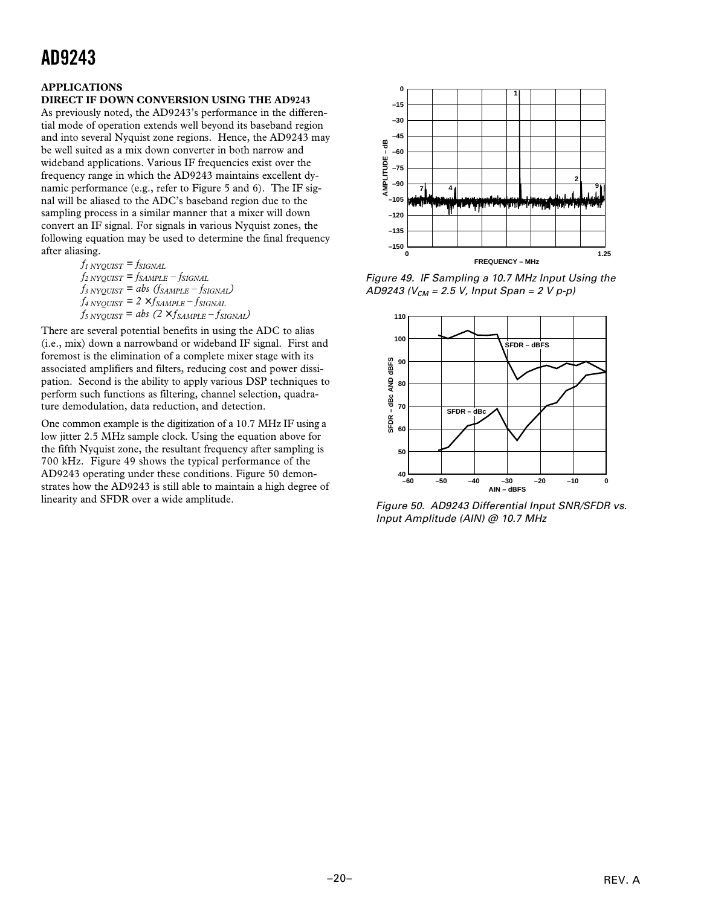## APPLICATIONS

### DIRECT IF DOWN CONVERSION USING THE AD9243

As previously noted, the AD9243's performance in the differential mode of operation extends well beyond its baseband region and into several Nyquist zone regions. Hence, the AD9243 may be well suited as a mix down converter in both narrow and wideband applications. Various IF frequencies exist over the frequency range in which the AD9243 maintains excellent dynamic performance (e.g., refer to Figure 5 and 6). The IF signal will be aliased to the ADC's baseband region due to the sampling process in a similar manner that a mixer will down convert an IF signal. For signals in various Nyquist zones, the following equation may be used to determine the final frequency after aliasing.

$$f_{1\ NYQUIST} = f_{SIGNAL}$$
$$f_{2\ NYQUIST} = f_{SAMPLE} - f_{SIGNAL}$$
$$f_{3\ NYQUIST} = abs\ (f_{SAMPLE} - f_{SIGNAL})$$
$$f_{4\ NYQUIST} = 2 \times f_{SAMPLE} - f_{SIGNAL}$$
$$f_{5\ NYQUIST} = abs\ (2 \times f_{SAMPLE} - f_{SIGNAL})$$

There are several potential benefits in using the ADC to alias (i.e., mix) down a narrowband or wideband IF signal. First and foremost is the elimination of a complete mixer stage with its associated amplifiers and filters, reducing cost and power dissipation. Second is the ability to apply various DSP techniques to perform such functions as filtering, channel selection, quadrature demodulation, data reduction, and detection.

One common example is the digitization of a 10.7 MHz IF using a low jitter 2.5 MHz sample clock. Using the equation above for the fifth Nyquist zone, the resultant frequency after sampling is 700 kHz. Figure 49 shows the typical performance of the AD9243 operating under these conditions. Figure 50 demonstrates how the AD9243 is still able to maintain a high degree of linearity and SFDR over a wide amplitude.

*Figure 49. IF Sampling a 10.7 MHz Input Using the AD9243 ($V_{CM}$ = 2.5 V, Input Span = 2 V p-p)*

*Figure 50. AD9243 Differential Input SNR/SFDR vs. Input Amplitude (AIN) @ 10.7 MHz*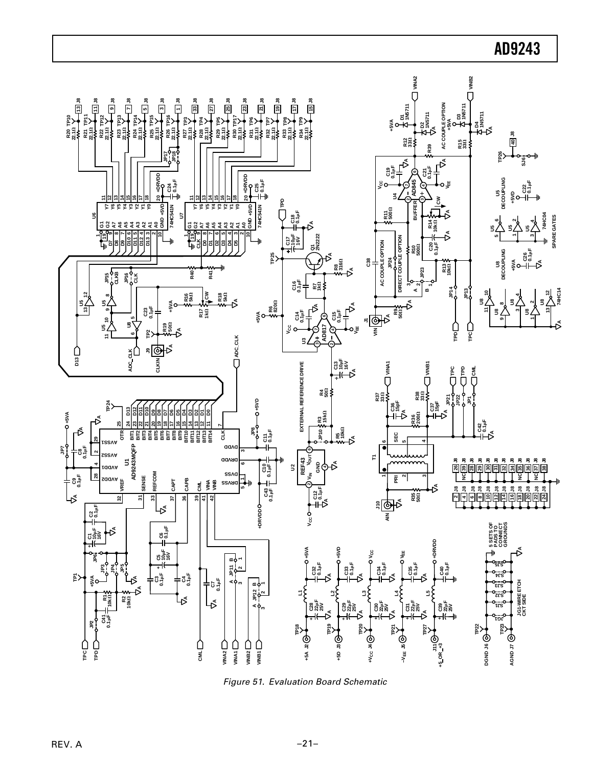Figure 51. Evaluation Board Schematic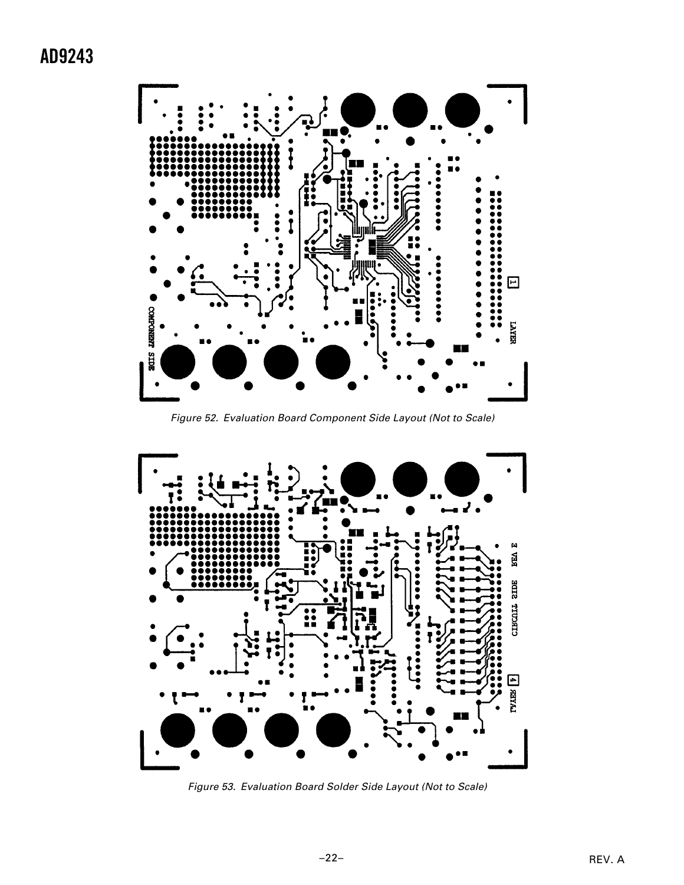Figure 52. Evaluation Board Component Side Layout (Not to Scale)

Figure 53. Evaluation Board Solder Side Layout (Not to Scale)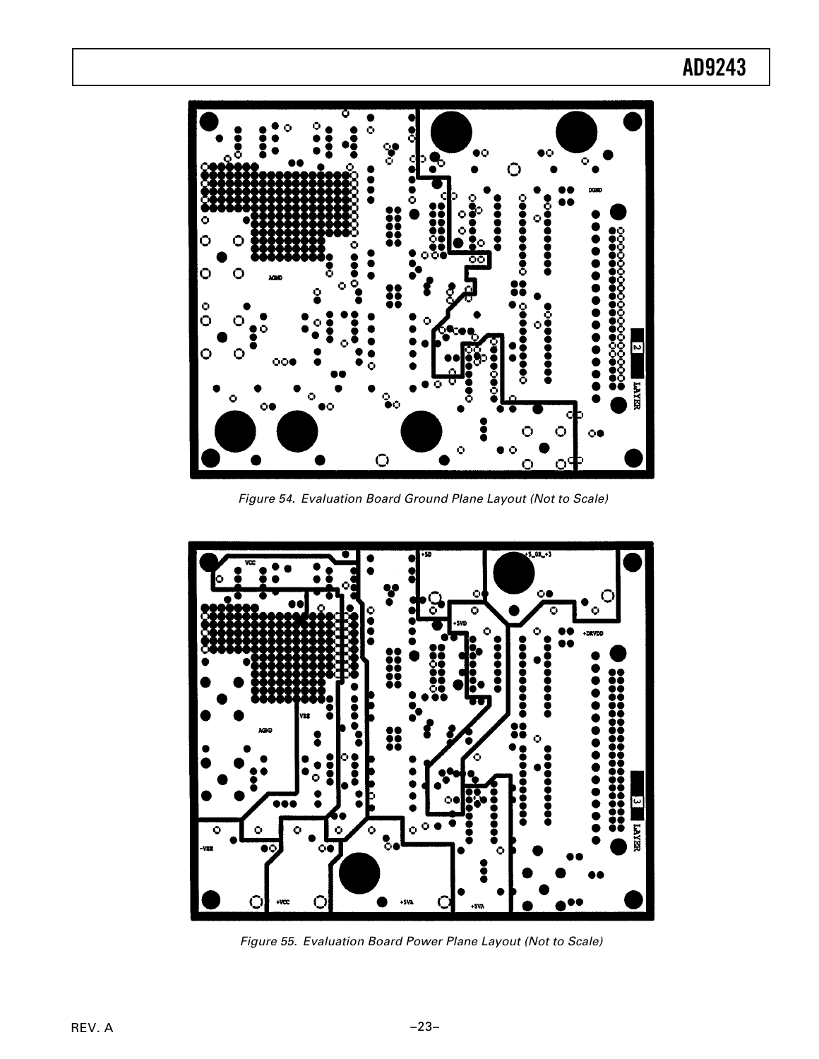Figure 54. Evaluation Board Ground Plane Layout (Not to Scale)

Figure 55. Evaluation Board Power Plane Layout (Not to Scale)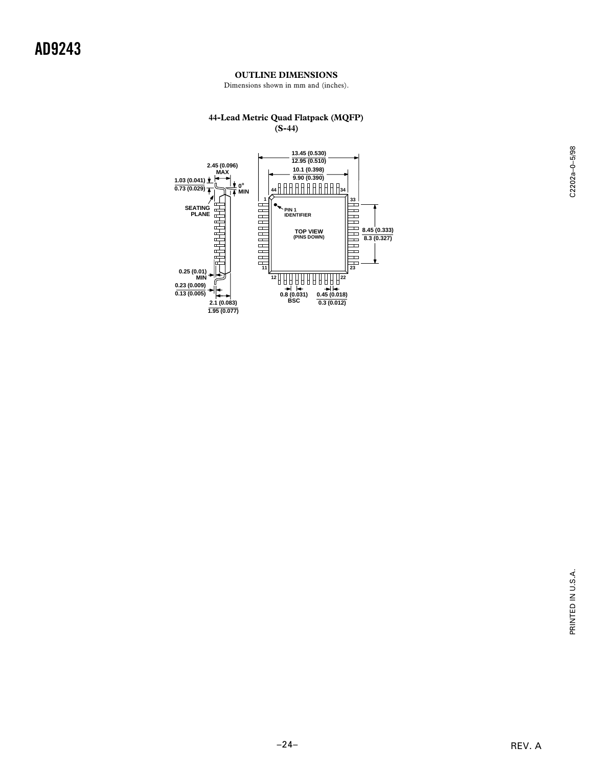## OUTLINE DIMENSIONS

Dimensions shown in mm and (inches).

### 44-Lead Metric Quad Flatpack (MQFP) (S-44)

13.45 (0.530)
12.95 (0.510)
10.1 (0.398)
9.90 (0.390)
2.45 (0.096) MAX
1.03 (0.041)
0.73 (0.029)
0° MIN
SEATING PLANE
44
34
1
33
PIN 1 IDENTIFIER
TOP VIEW (PINS DOWN)
8.45 (0.333)
8.3 (0.327)
11
23
12
22
0.25 (0.01) MIN
0.23 (0.009)
0.13 (0.005)
2.1 (0.083)
1.95 (0.077)
0.8 (0.031) BSC
0.45 (0.018)
0.3 (0.012)

C2202a–0–5/98

PRINTED IN U.S.A.